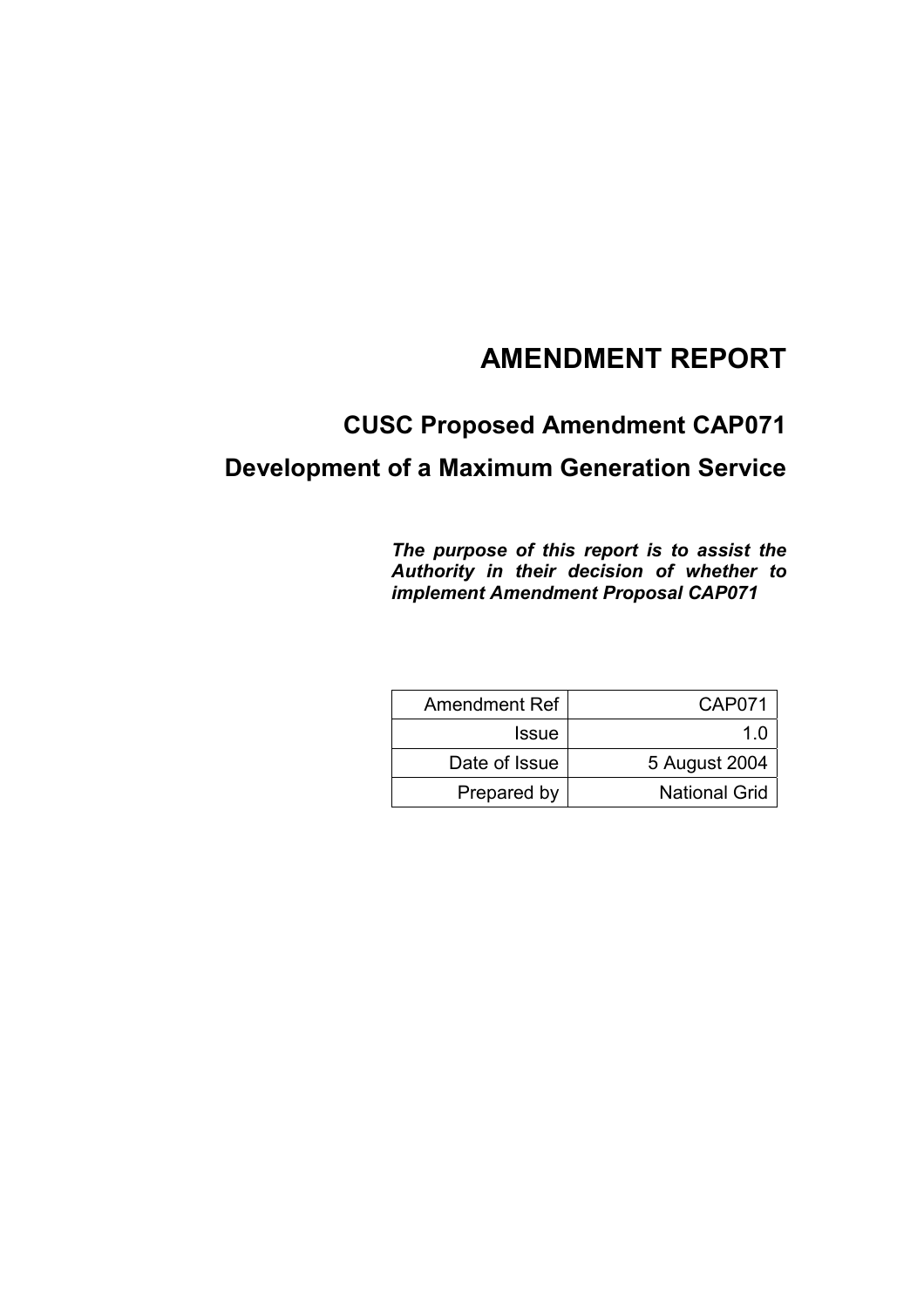# AMENDMENT REPORT

## CUSC Proposed Amendment CAP071

## Development of a Maximum Generation Service

***The purpose of this report is to assist the Authority in their decision of whether to implement Amendment Proposal CAP071***

| | |
|---|---|
| Amendment Ref | CAP071 |
| Issue | 1.0 |
| Date of Issue | 5 August 2004 |
| Prepared by | National Grid |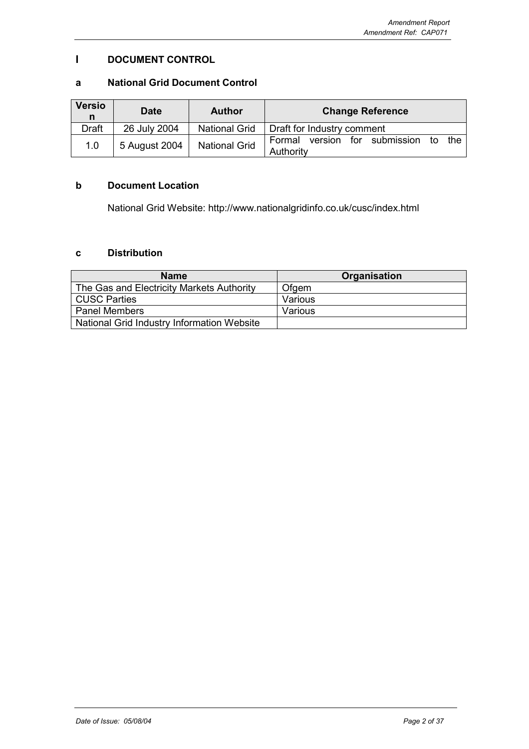## I DOCUMENT CONTROL

### a National Grid Document Control

| Version | Date | Author | Change Reference |
|---|---|---|---|
| Draft | 26 July 2004 | National Grid | Draft for Industry comment |
| 1.0 | 5 August 2004 | National Grid | Formal version for submission to the Authority |

### b Document Location

National Grid Website: http://www.nationalgridinfo.co.uk/cusc/index.html

### c Distribution

| Name | Organisation |
|---|---|
| The Gas and Electricity Markets Authority | Ofgem |
| CUSC Parties | Various |
| Panel Members | Various |
| National Grid Industry Information Website | |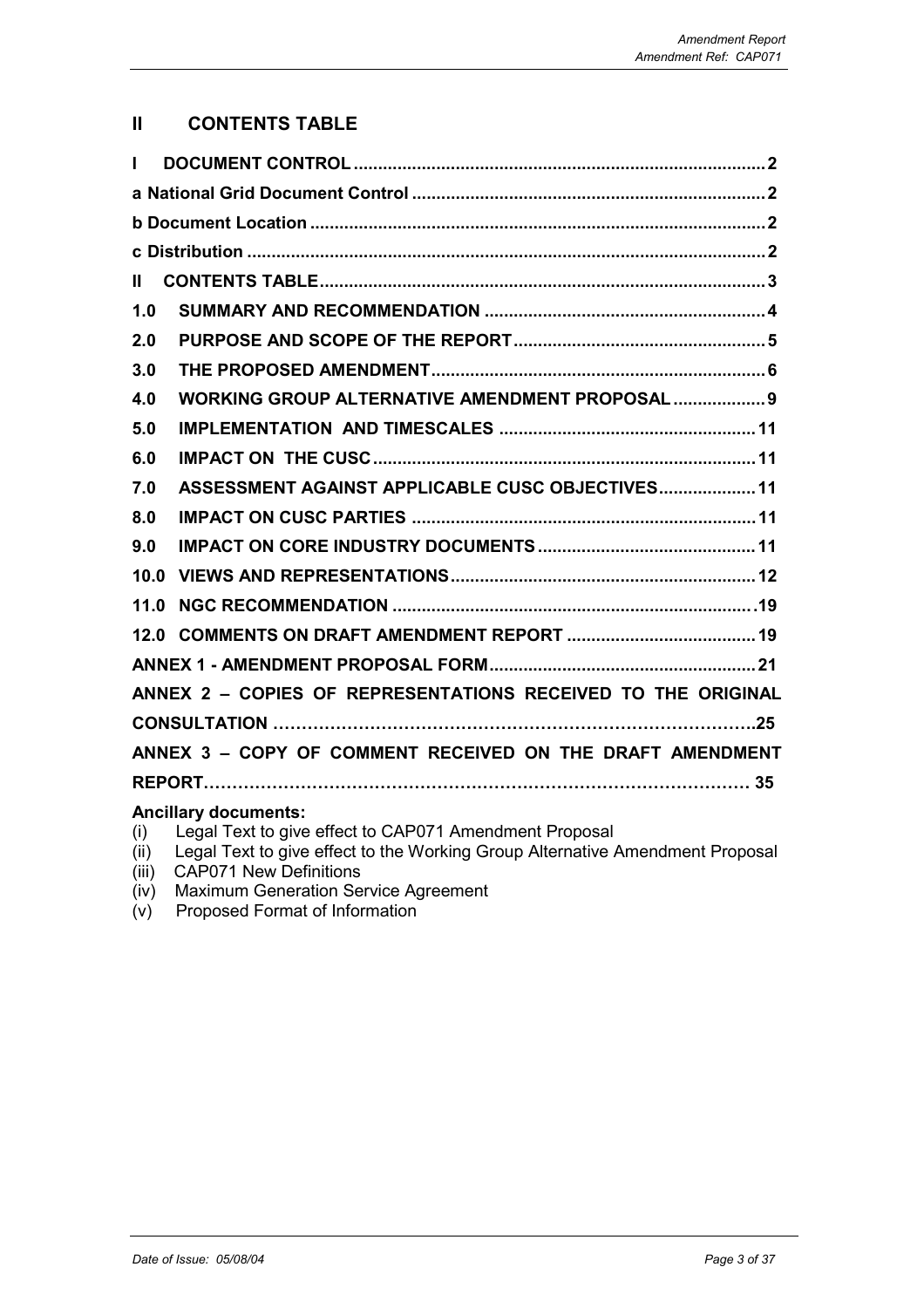## II CONTENTS TABLE

| | |
|---|---|
| I DOCUMENT CONTROL | 2 |
| a National Grid Document Control | 2 |
| b Document Location | 2 |
| c Distribution | 2 |
| II CONTENTS TABLE | 3 |
| 1.0 SUMMARY AND RECOMMENDATION | 4 |
| 2.0 PURPOSE AND SCOPE OF THE REPORT | 5 |
| 3.0 THE PROPOSED AMENDMENT | 6 |
| 4.0 WORKING GROUP ALTERNATIVE AMENDMENT PROPOSAL | 9 |
| 5.0 IMPLEMENTATION AND TIMESCALES | 11 |
| 6.0 IMPACT ON THE CUSC | 11 |
| 7.0 ASSESSMENT AGAINST APPLICABLE CUSC OBJECTIVES | 11 |
| 8.0 IMPACT ON CUSC PARTIES | 11 |
| 9.0 IMPACT ON CORE INDUSTRY DOCUMENTS | 11 |
| 10.0 VIEWS AND REPRESENTATIONS | 12 |
| 11.0 NGC RECOMMENDATION | 19 |
| 12.0 COMMENTS ON DRAFT AMENDMENT REPORT | 19 |
| ANNEX 1 - AMENDMENT PROPOSAL FORM | 21 |
| ANNEX 2 – COPIES OF REPRESENTATIONS RECEIVED TO THE ORIGINAL CONSULTATION | 25 |
| ANNEX 3 – COPY OF COMMENT RECEIVED ON THE DRAFT AMENDMENT REPORT | 35 |

**Ancillary documents:**

(i) Legal Text to give effect to CAP071 Amendment Proposal
(ii) Legal Text to give effect to the Working Group Alternative Amendment Proposal
(iii) CAP071 New Definitions
(iv) Maximum Generation Service Agreement
(v) Proposed Format of Information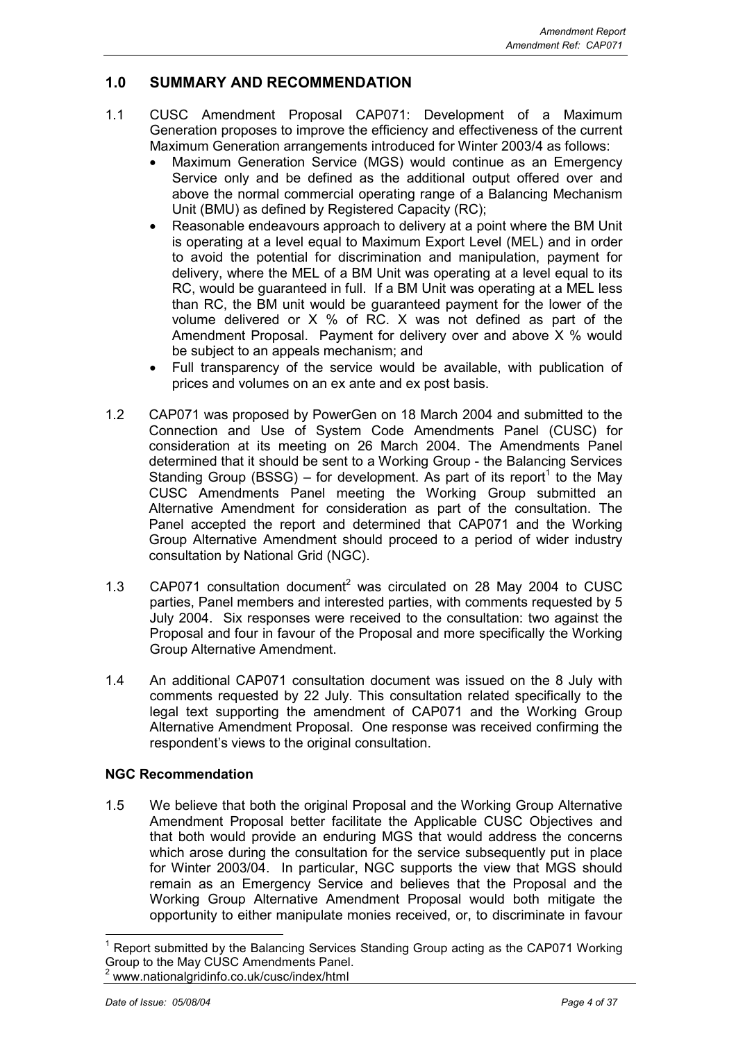## 1.0 SUMMARY AND RECOMMENDATION

1.1 CUSC Amendment Proposal CAP071: Development of a Maximum Generation proposes to improve the efficiency and effectiveness of the current Maximum Generation arrangements introduced for Winter 2003/4 as follows:

- Maximum Generation Service (MGS) would continue as an Emergency Service only and be defined as the additional output offered over and above the normal commercial operating range of a Balancing Mechanism Unit (BMU) as defined by Registered Capacity (RC);
- Reasonable endeavours approach to delivery at a point where the BM Unit is operating at a level equal to Maximum Export Level (MEL) and in order to avoid the potential for discrimination and manipulation, payment for delivery, where the MEL of a BM Unit was operating at a level equal to its RC, would be guaranteed in full. If a BM Unit was operating at a MEL less than RC, the BM unit would be guaranteed payment for the lower of the volume delivered or X % of RC. X was not defined as part of the Amendment Proposal. Payment for delivery over and above X % would be subject to an appeals mechanism; and
- Full transparency of the service would be available, with publication of prices and volumes on an ex ante and ex post basis.

1.2 CAP071 was proposed by PowerGen on 18 March 2004 and submitted to the Connection and Use of System Code Amendments Panel (CUSC) for consideration at its meeting on 26 March 2004. The Amendments Panel determined that it should be sent to a Working Group - the Balancing Services Standing Group (BSSG) – for development. As part of its report[1] to the May CUSC Amendments Panel meeting the Working Group submitted an Alternative Amendment for consideration as part of the consultation. The Panel accepted the report and determined that CAP071 and the Working Group Alternative Amendment should proceed to a period of wider industry consultation by National Grid (NGC).

1.3 CAP071 consultation document[2] was circulated on 28 May 2004 to CUSC parties, Panel members and interested parties, with comments requested by 5 July 2004. Six responses were received to the consultation: two against the Proposal and four in favour of the Proposal and more specifically the Working Group Alternative Amendment.

1.4 An additional CAP071 consultation document was issued on the 8 July with comments requested by 22 July. This consultation related specifically to the legal text supporting the amendment of CAP071 and the Working Group Alternative Amendment Proposal. One response was received confirming the respondent's views to the original consultation.

### NGC Recommendation

1.5 We believe that both the original Proposal and the Working Group Alternative Amendment Proposal better facilitate the Applicable CUSC Objectives and that both would provide an enduring MGS that would address the concerns which arose during the consultation for the service subsequently put in place for Winter 2003/04. In particular, NGC supports the view that MGS should remain as an Emergency Service and believes that the Proposal and the Working Group Alternative Amendment Proposal would both mitigate the opportunity to either manipulate monies received, or, to discriminate in favour

---

[1] Report submitted by the Balancing Services Standing Group acting as the CAP071 Working Group to the May CUSC Amendments Panel.

[2] www.nationalgridinfo.co.uk/cusc/index/html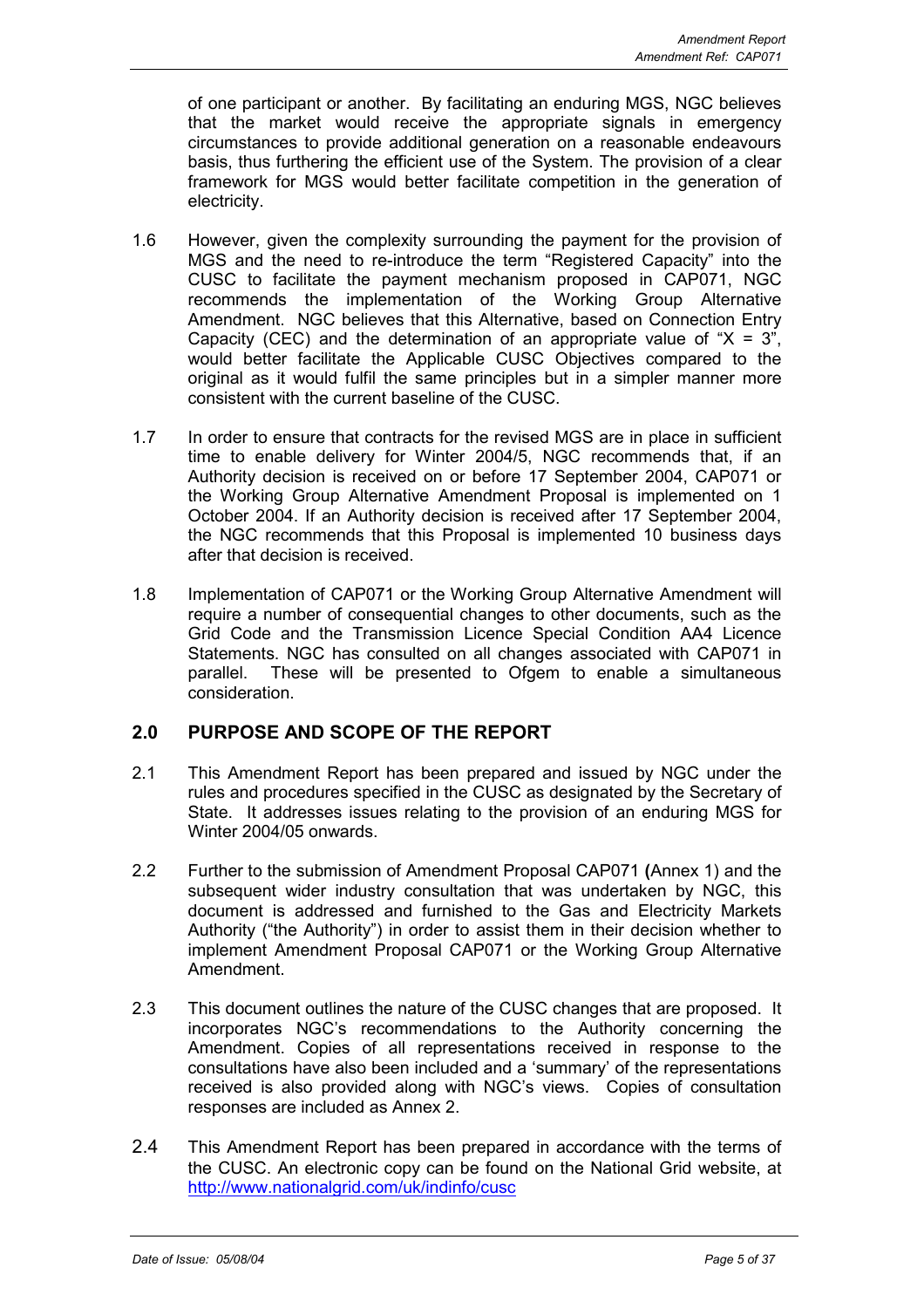of one participant or another. By facilitating an enduring MGS, NGC believes that the market would receive the appropriate signals in emergency circumstances to provide additional generation on a reasonable endeavours basis, thus furthering the efficient use of the System. The provision of a clear framework for MGS would better facilitate competition in the generation of electricity.

1.6 However, given the complexity surrounding the payment for the provision of MGS and the need to re-introduce the term "Registered Capacity" into the CUSC to facilitate the payment mechanism proposed in CAP071, NGC recommends the implementation of the Working Group Alternative Amendment. NGC believes that this Alternative, based on Connection Entry Capacity (CEC) and the determination of an appropriate value of "X = 3", would better facilitate the Applicable CUSC Objectives compared to the original as it would fulfil the same principles but in a simpler manner more consistent with the current baseline of the CUSC.

1.7 In order to ensure that contracts for the revised MGS are in place in sufficient time to enable delivery for Winter 2004/5, NGC recommends that, if an Authority decision is received on or before 17 September 2004, CAP071 or the Working Group Alternative Amendment Proposal is implemented on 1 October 2004. If an Authority decision is received after 17 September 2004, the NGC recommends that this Proposal is implemented 10 business days after that decision is received.

1.8 Implementation of CAP071 or the Working Group Alternative Amendment will require a number of consequential changes to other documents, such as the Grid Code and the Transmission Licence Special Condition AA4 Licence Statements. NGC has consulted on all changes associated with CAP071 in parallel. These will be presented to Ofgem to enable a simultaneous consideration.

## 2.0 PURPOSE AND SCOPE OF THE REPORT

2.1 This Amendment Report has been prepared and issued by NGC under the rules and procedures specified in the CUSC as designated by the Secretary of State. It addresses issues relating to the provision of an enduring MGS for Winter 2004/05 onwards.

2.2 Further to the submission of Amendment Proposal CAP071 **(**Annex 1) and the subsequent wider industry consultation that was undertaken by NGC, this document is addressed and furnished to the Gas and Electricity Markets Authority ("the Authority") in order to assist them in their decision whether to implement Amendment Proposal CAP071 or the Working Group Alternative Amendment.

2.3 This document outlines the nature of the CUSC changes that are proposed. It incorporates NGC's recommendations to the Authority concerning the Amendment. Copies of all representations received in response to the consultations have also been included and a 'summary' of the representations received is also provided along with NGC's views. Copies of consultation responses are included as Annex 2.

2.4 This Amendment Report has been prepared in accordance with the terms of the CUSC. An electronic copy can be found on the National Grid website, at http://www.nationalgrid.com/uk/indinfo/cusc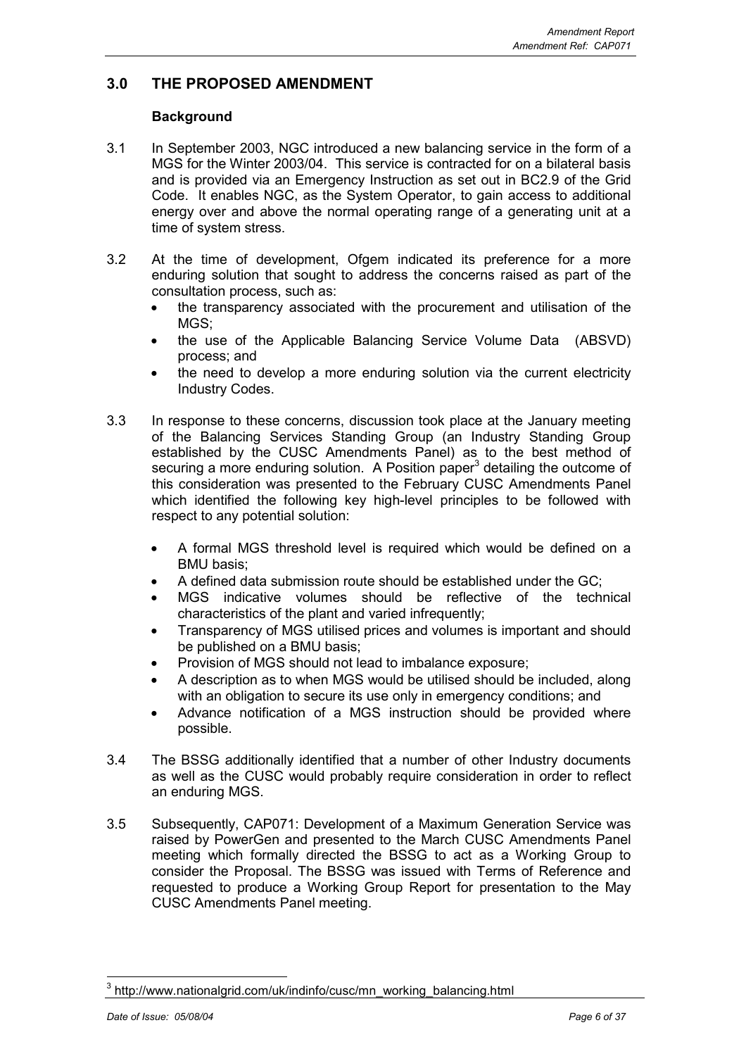## 3.0 THE PROPOSED AMENDMENT

### Background

3.1 In September 2003, NGC introduced a new balancing service in the form of a MGS for the Winter 2003/04. This service is contracted for on a bilateral basis and is provided via an Emergency Instruction as set out in BC2.9 of the Grid Code. It enables NGC, as the System Operator, to gain access to additional energy over and above the normal operating range of a generating unit at a time of system stress.

3.2 At the time of development, Ofgem indicated its preference for a more enduring solution that sought to address the concerns raised as part of the consultation process, such as:

- the transparency associated with the procurement and utilisation of the MGS;
- the use of the Applicable Balancing Service Volume Data (ABSVD) process; and
- the need to develop a more enduring solution via the current electricity Industry Codes.

3.3 In response to these concerns, discussion took place at the January meeting of the Balancing Services Standing Group (an Industry Standing Group established by the CUSC Amendments Panel) as to the best method of securing a more enduring solution. A Position paper[3] detailing the outcome of this consideration was presented to the February CUSC Amendments Panel which identified the following key high-level principles to be followed with respect to any potential solution:

- A formal MGS threshold level is required which would be defined on a BMU basis;
- A defined data submission route should be established under the GC;
- MGS indicative volumes should be reflective of the technical characteristics of the plant and varied infrequently;
- Transparency of MGS utilised prices and volumes is important and should be published on a BMU basis;
- Provision of MGS should not lead to imbalance exposure;
- A description as to when MGS would be utilised should be included, along with an obligation to secure its use only in emergency conditions; and
- Advance notification of a MGS instruction should be provided where possible.

3.4 The BSSG additionally identified that a number of other Industry documents as well as the CUSC would probably require consideration in order to reflect an enduring MGS.

3.5 Subsequently, CAP071: Development of a Maximum Generation Service was raised by PowerGen and presented to the March CUSC Amendments Panel meeting which formally directed the BSSG to act as a Working Group to consider the Proposal. The BSSG was issued with Terms of Reference and requested to produce a Working Group Report for presentation to the May CUSC Amendments Panel meeting.

[3] http://www.nationalgrid.com/uk/indinfo/cusc/mn_working_balancing.html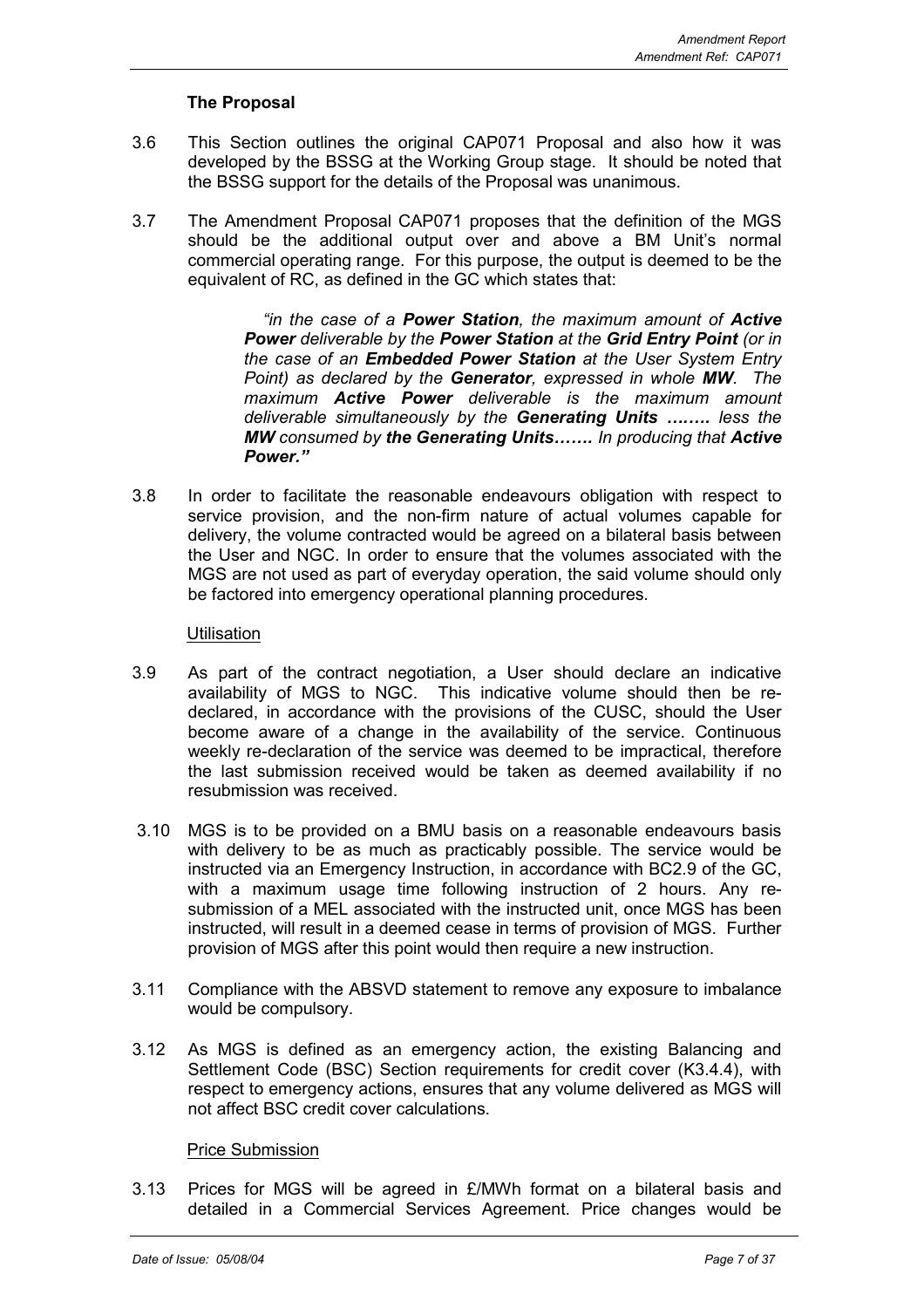### The Proposal

3.6 This Section outlines the original CAP071 Proposal and also how it was developed by the BSSG at the Working Group stage. It should be noted that the BSSG support for the details of the Proposal was unanimous.

3.7 The Amendment Proposal CAP071 proposes that the definition of the MGS should be the additional output over and above a BM Unit's normal commercial operating range. For this purpose, the output is deemed to be the equivalent of RC, as defined in the GC which states that:

> *"in the case of a **Power Station**, the maximum amount of **Active Power** deliverable by the **Power Station** at the **Grid Entry Point** (or in the case of an **Embedded Power Station** at the User System Entry Point) as declared by the **Generator**, expressed in whole **MW**. The maximum **Active Power** deliverable is the maximum amount deliverable simultaneously by the **Generating Units ……..** less the **MW** consumed by **the Generating Units…….** In producing that **Active Power**."*

3.8 In order to facilitate the reasonable endeavours obligation with respect to service provision, and the non-firm nature of actual volumes capable for delivery, the volume contracted would be agreed on a bilateral basis between the User and NGC. In order to ensure that the volumes associated with the MGS are not used as part of everyday operation, the said volume should only be factored into emergency operational planning procedures.

<u>Utilisation</u>

3.9 As part of the contract negotiation, a User should declare an indicative availability of MGS to NGC. This indicative volume should then be re-declared, in accordance with the provisions of the CUSC, should the User become aware of a change in the availability of the service. Continuous weekly re-declaration of the service was deemed to be impractical, therefore the last submission received would be taken as deemed availability if no resubmission was received.

3.10 MGS is to be provided on a BMU basis on a reasonable endeavours basis with delivery to be as much as practicably possible. The service would be instructed via an Emergency Instruction, in accordance with BC2.9 of the GC, with a maximum usage time following instruction of 2 hours. Any re-submission of a MEL associated with the instructed unit, once MGS has been instructed, will result in a deemed cease in terms of provision of MGS. Further provision of MGS after this point would then require a new instruction.

3.11 Compliance with the ABSVD statement to remove any exposure to imbalance would be compulsory.

3.12 As MGS is defined as an emergency action, the existing Balancing and Settlement Code (BSC) Section requirements for credit cover (K3.4.4), with respect to emergency actions, ensures that any volume delivered as MGS will not affect BSC credit cover calculations.

<u>Price Submission</u>

3.13 Prices for MGS will be agreed in £/MWh format on a bilateral basis and detailed in a Commercial Services Agreement. Price changes would be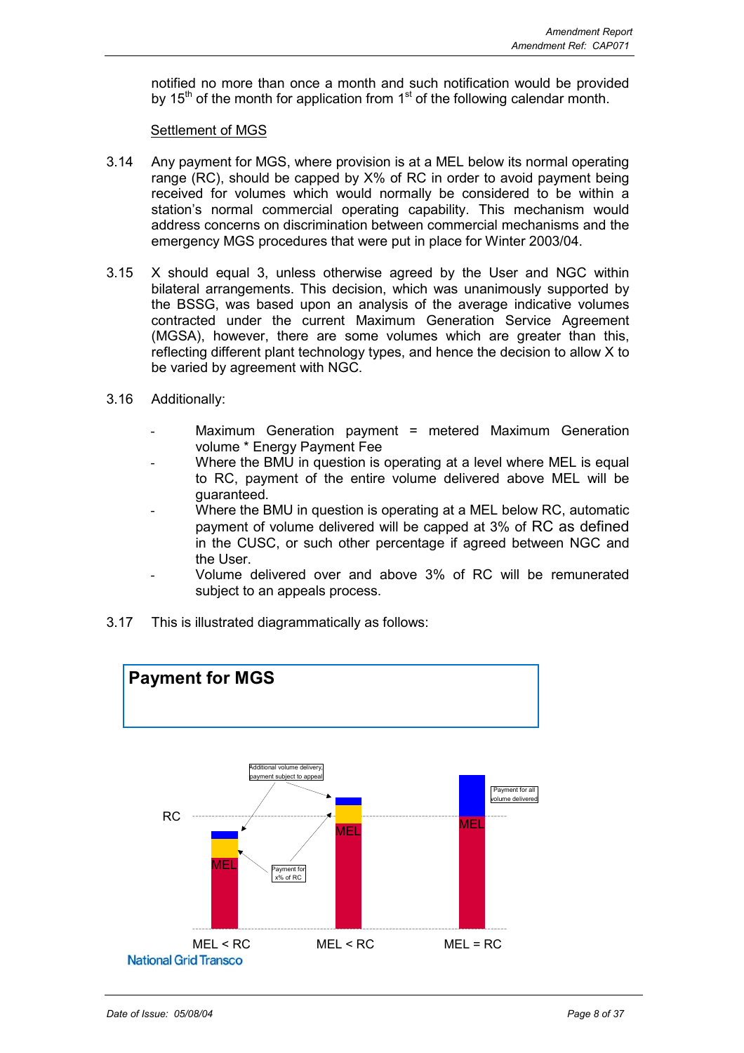notified no more than once a month and such notification would be provided by 15th of the month for application from 1st of the following calendar month.

Settlement of MGS

3.14 Any payment for MGS, where provision is at a MEL below its normal operating range (RC), should be capped by X% of RC in order to avoid payment being received for volumes which would normally be considered to be within a station's normal commercial operating capability. This mechanism would address concerns on discrimination between commercial mechanisms and the emergency MGS procedures that were put in place for Winter 2003/04.

3.15 X should equal 3, unless otherwise agreed by the User and NGC within bilateral arrangements. This decision, which was unanimously supported by the BSSG, was based upon an analysis of the average indicative volumes contracted under the current Maximum Generation Service Agreement (MGSA), however, there are some volumes which are greater than this, reflecting different plant technology types, and hence the decision to allow X to be varied by agreement with NGC.

3.16 Additionally:

- Maximum Generation payment = metered Maximum Generation volume * Energy Payment Fee
- Where the BMU in question is operating at a level where MEL is equal to RC, payment of the entire volume delivered above MEL will be guaranteed.
- Where the BMU in question is operating at a MEL below RC, automatic payment of volume delivered will be capped at 3% of RC as defined in the CUSC, or such other percentage if agreed between NGC and the User.
- Volume delivered over and above 3% of RC will be remunerated subject to an appeals process.

3.17 This is illustrated diagrammatically as follows:

**Payment for MGS**

RC

Additional volume delivery, payment subject to appeal

Payment for all volume delivered

Payment for x% of RC

MEL | MEL | MEL

MEL < RC | MEL < RC | MEL = RC

National Grid Transco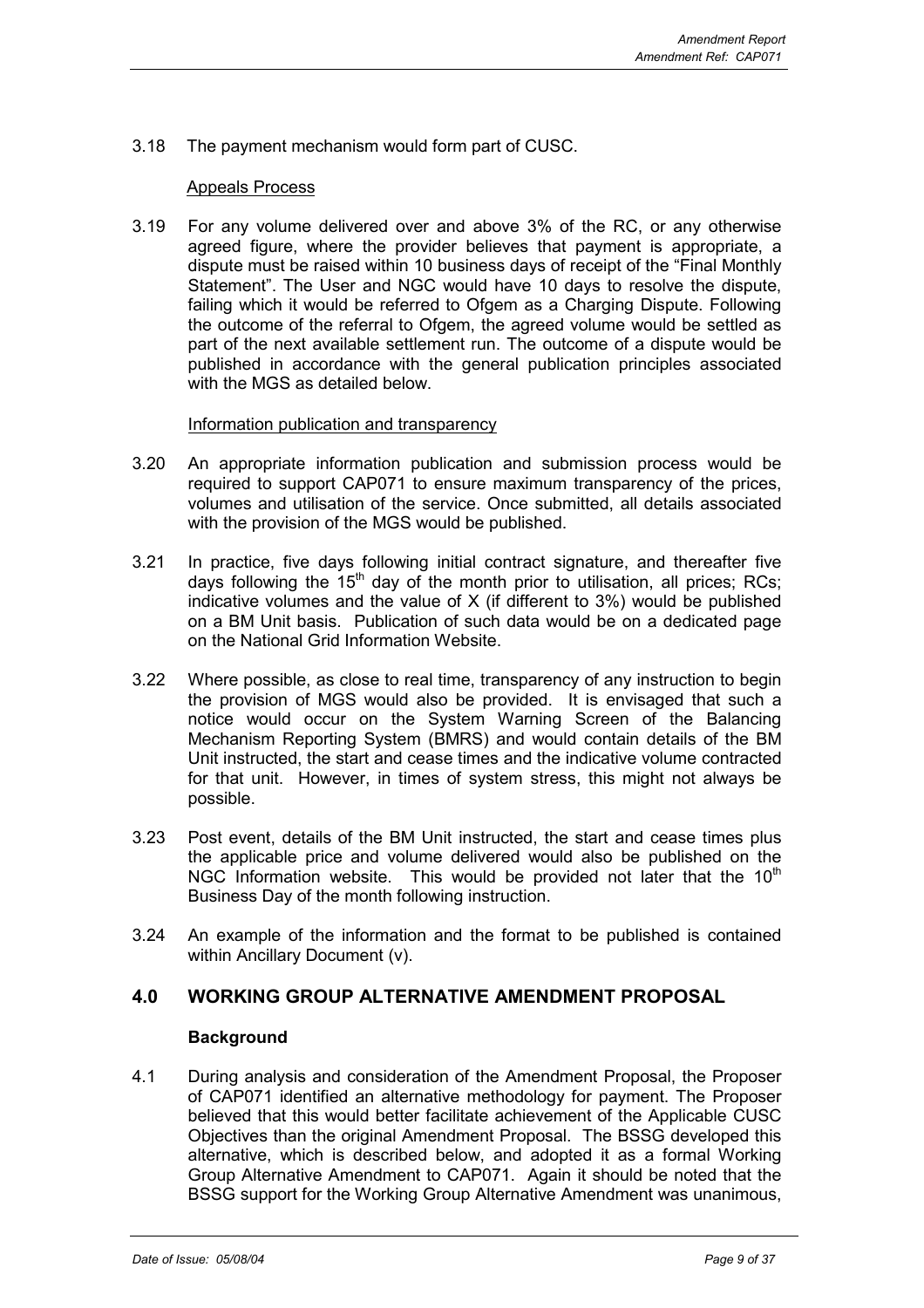3.18 The payment mechanism would form part of CUSC.

Appeals Process

3.19 For any volume delivered over and above 3% of the RC, or any otherwise agreed figure, where the provider believes that payment is appropriate, a dispute must be raised within 10 business days of receipt of the "Final Monthly Statement". The User and NGC would have 10 days to resolve the dispute, failing which it would be referred to Ofgem as a Charging Dispute. Following the outcome of the referral to Ofgem, the agreed volume would be settled as part of the next available settlement run. The outcome of a dispute would be published in accordance with the general publication principles associated with the MGS as detailed below.

Information publication and transparency

3.20 An appropriate information publication and submission process would be required to support CAP071 to ensure maximum transparency of the prices, volumes and utilisation of the service. Once submitted, all details associated with the provision of the MGS would be published.

3.21 In practice, five days following initial contract signature, and thereafter five days following the 15th day of the month prior to utilisation, all prices; RCs; indicative volumes and the value of X (if different to 3%) would be published on a BM Unit basis. Publication of such data would be on a dedicated page on the National Grid Information Website.

3.22 Where possible, as close to real time, transparency of any instruction to begin the provision of MGS would also be provided. It is envisaged that such a notice would occur on the System Warning Screen of the Balancing Mechanism Reporting System (BMRS) and would contain details of the BM Unit instructed, the start and cease times and the indicative volume contracted for that unit. However, in times of system stress, this might not always be possible.

3.23 Post event, details of the BM Unit instructed, the start and cease times plus the applicable price and volume delivered would also be published on the NGC Information website. This would be provided not later that the 10th Business Day of the month following instruction.

3.24 An example of the information and the format to be published is contained within Ancillary Document (v).

## 4.0 WORKING GROUP ALTERNATIVE AMENDMENT PROPOSAL

### Background

4.1 During analysis and consideration of the Amendment Proposal, the Proposer of CAP071 identified an alternative methodology for payment. The Proposer believed that this would better facilitate achievement of the Applicable CUSC Objectives than the original Amendment Proposal. The BSSG developed this alternative, which is described below, and adopted it as a formal Working Group Alternative Amendment to CAP071. Again it should be noted that the BSSG support for the Working Group Alternative Amendment was unanimous,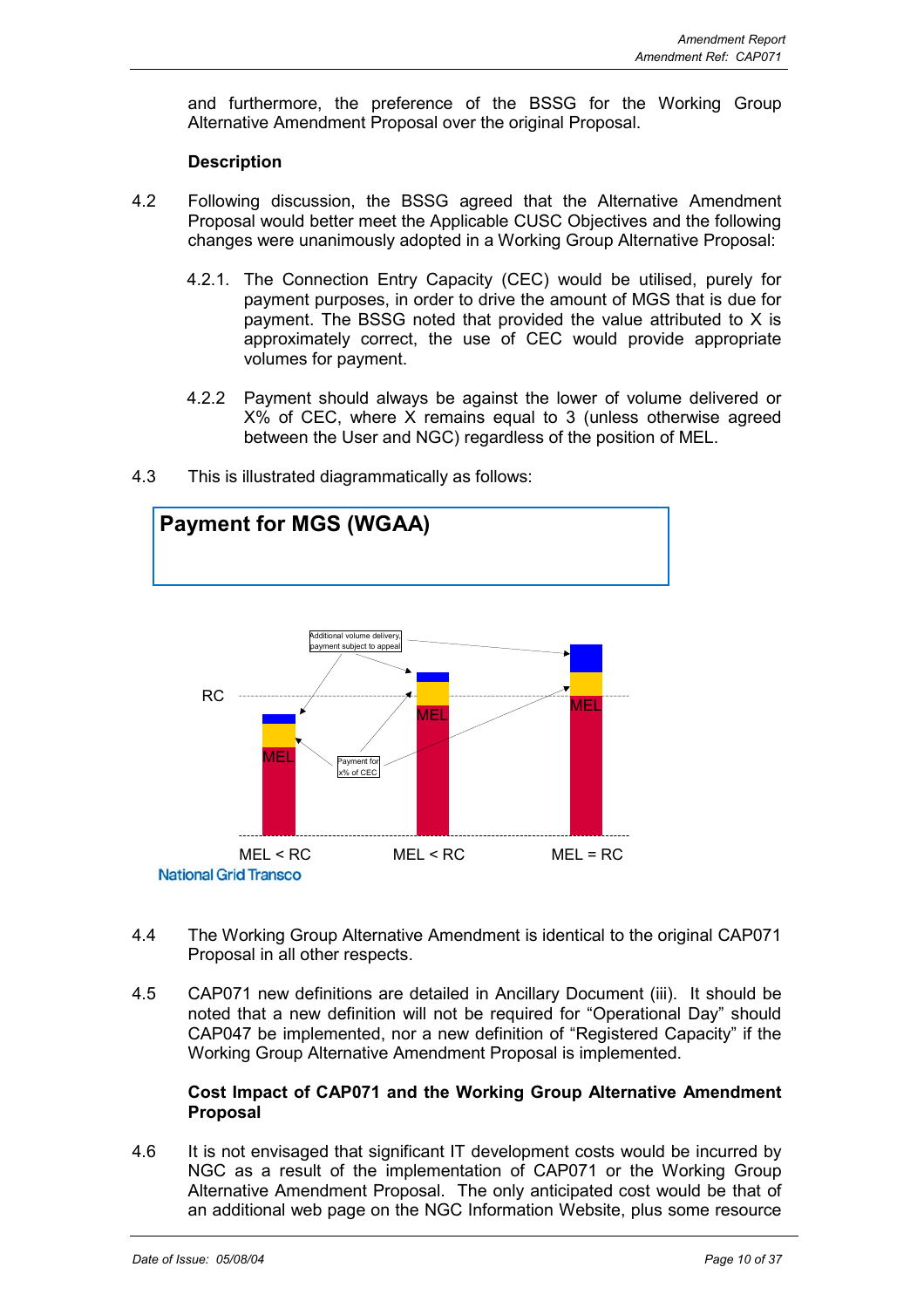and furthermore, the preference of the BSSG for the Working Group Alternative Amendment Proposal over the original Proposal.

**Description**

4.2 Following discussion, the BSSG agreed that the Alternative Amendment Proposal would better meet the Applicable CUSC Objectives and the following changes were unanimously adopted in a Working Group Alternative Proposal:

4.2.1. The Connection Entry Capacity (CEC) would be utilised, purely for payment purposes, in order to drive the amount of MGS that is due for payment. The BSSG noted that provided the value attributed to X is approximately correct, the use of CEC would provide appropriate volumes for payment.

4.2.2 Payment should always be against the lower of volume delivered or X% of CEC, where X remains equal to 3 (unless otherwise agreed between the User and NGC) regardless of the position of MEL.

4.3 This is illustrated diagrammatically as follows:

**Payment for MGS (WGAA)**

Additional volume delivery, payment subject to appeal

Payment for x% of CEC

RC

MEL

MEL < RC

MEL < RC

MEL = RC

National Grid Transco

4.4 The Working Group Alternative Amendment is identical to the original CAP071 Proposal in all other respects.

4.5 CAP071 new definitions are detailed in Ancillary Document (iii). It should be noted that a new definition will not be required for "Operational Day" should CAP047 be implemented, nor a new definition of "Registered Capacity" if the Working Group Alternative Amendment Proposal is implemented.

**Cost Impact of CAP071 and the Working Group Alternative Amendment Proposal**

4.6 It is not envisaged that significant IT development costs would be incurred by NGC as a result of the implementation of CAP071 or the Working Group Alternative Amendment Proposal. The only anticipated cost would be that of an additional web page on the NGC Information Website, plus some resource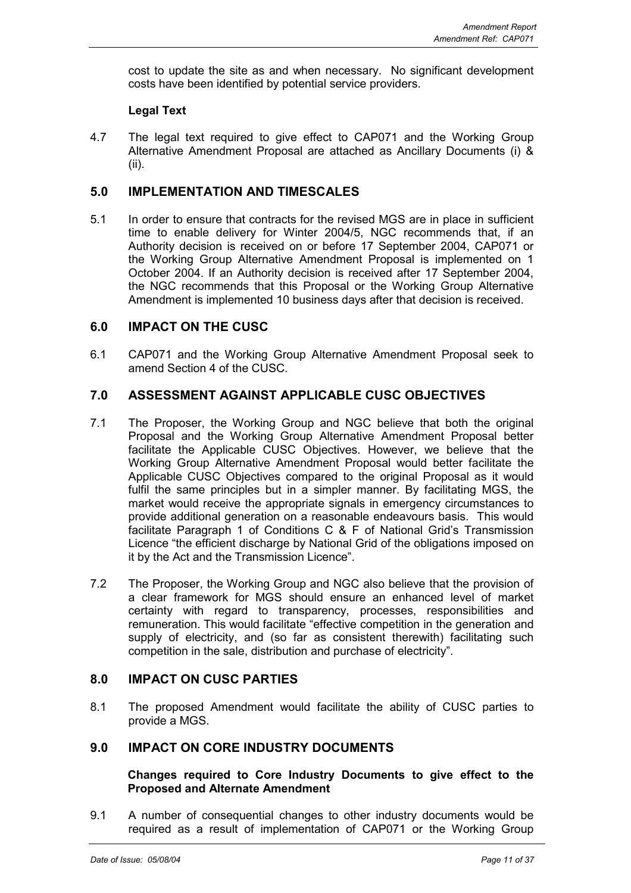cost to update the site as and when necessary. No significant development costs have been identified by potential service providers.

**Legal Text**

4.7 The legal text required to give effect to CAP071 and the Working Group Alternative Amendment Proposal are attached as Ancillary Documents (i) & (ii).

## 5.0 IMPLEMENTATION AND TIMESCALES

5.1 In order to ensure that contracts for the revised MGS are in place in sufficient time to enable delivery for Winter 2004/5, NGC recommends that, if an Authority decision is received on or before 17 September 2004, CAP071 or the Working Group Alternative Amendment Proposal is implemented on 1 October 2004. If an Authority decision is received after 17 September 2004, the NGC recommends that this Proposal or the Working Group Alternative Amendment is implemented 10 business days after that decision is received.

## 6.0 IMPACT ON THE CUSC

6.1 CAP071 and the Working Group Alternative Amendment Proposal seek to amend Section 4 of the CUSC.

## 7.0 ASSESSMENT AGAINST APPLICABLE CUSC OBJECTIVES

7.1 The Proposer, the Working Group and NGC believe that both the original Proposal and the Working Group Alternative Amendment Proposal better facilitate the Applicable CUSC Objectives. However, we believe that the Working Group Alternative Amendment Proposal would better facilitate the Applicable CUSC Objectives compared to the original Proposal as it would fulfil the same principles but in a simpler manner. By facilitating MGS, the market would receive the appropriate signals in emergency circumstances to provide additional generation on a reasonable endeavours basis. This would facilitate Paragraph 1 of Conditions C & F of National Grid's Transmission Licence "the efficient discharge by National Grid of the obligations imposed on it by the Act and the Transmission Licence".

7.2 The Proposer, the Working Group and NGC also believe that the provision of a clear framework for MGS should ensure an enhanced level of market certainty with regard to transparency, processes, responsibilities and remuneration. This would facilitate "effective competition in the generation and supply of electricity, and (so far as consistent therewith) facilitating such competition in the sale, distribution and purchase of electricity".

## 8.0 IMPACT ON CUSC PARTIES

8.1 The proposed Amendment would facilitate the ability of CUSC parties to provide a MGS.

## 9.0 IMPACT ON CORE INDUSTRY DOCUMENTS

**Changes required to Core Industry Documents to give effect to the Proposed and Alternate Amendment**

9.1 A number of consequential changes to other industry documents would be required as a result of implementation of CAP071 or the Working Group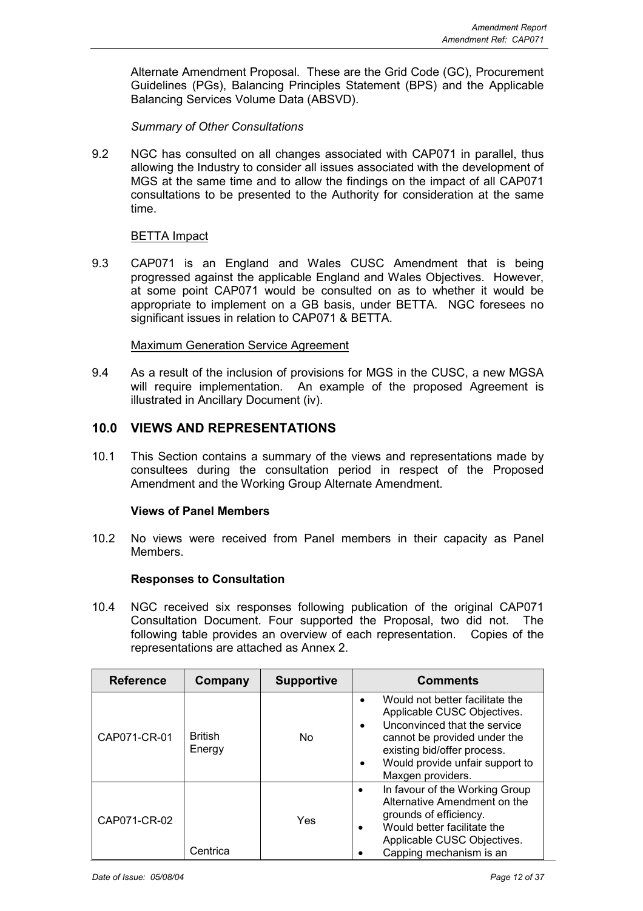Alternate Amendment Proposal. These are the Grid Code (GC), Procurement Guidelines (PGs), Balancing Principles Statement (BPS) and the Applicable Balancing Services Volume Data (ABSVD).

*Summary of Other Consultations*

9.2 NGC has consulted on all changes associated with CAP071 in parallel, thus allowing the Industry to consider all issues associated with the development of MGS at the same time and to allow the findings on the impact of all CAP071 consultations to be presented to the Authority for consideration at the same time.

BETTA Impact

9.3 CAP071 is an England and Wales CUSC Amendment that is being progressed against the applicable England and Wales Objectives. However, at some point CAP071 would be consulted on as to whether it would be appropriate to implement on a GB basis, under BETTA. NGC foresees no significant issues in relation to CAP071 & BETTA.

Maximum Generation Service Agreement

9.4 As a result of the inclusion of provisions for MGS in the CUSC, a new MGSA will require implementation. An example of the proposed Agreement is illustrated in Ancillary Document (iv).

## 10.0 VIEWS AND REPRESENTATIONS

10.1 This Section contains a summary of the views and representations made by consultees during the consultation period in respect of the Proposed Amendment and the Working Group Alternate Amendment.

**Views of Panel Members**

10.2 No views were received from Panel members in their capacity as Panel Members.

**Responses to Consultation**

10.4 NGC received six responses following publication of the original CAP071 Consultation Document. Four supported the Proposal, two did not. The following table provides an overview of each representation. Copies of the representations are attached as Annex 2.

| Reference | Company | Supportive | Comments |
|---|---|---|---|
| CAP071-CR-01 | British Energy | No | • Would not better facilitate the Applicable CUSC Objectives.<br>• Unconvinced that the service cannot be provided under the existing bid/offer process.<br>• Would provide unfair support to Maxgen providers. |
| CAP071-CR-02 | Centrica | Yes | • In favour of the Working Group Alternative Amendment on the grounds of efficiency.<br>• Would better facilitate the Applicable CUSC Objectives.<br>• Capping mechanism is an |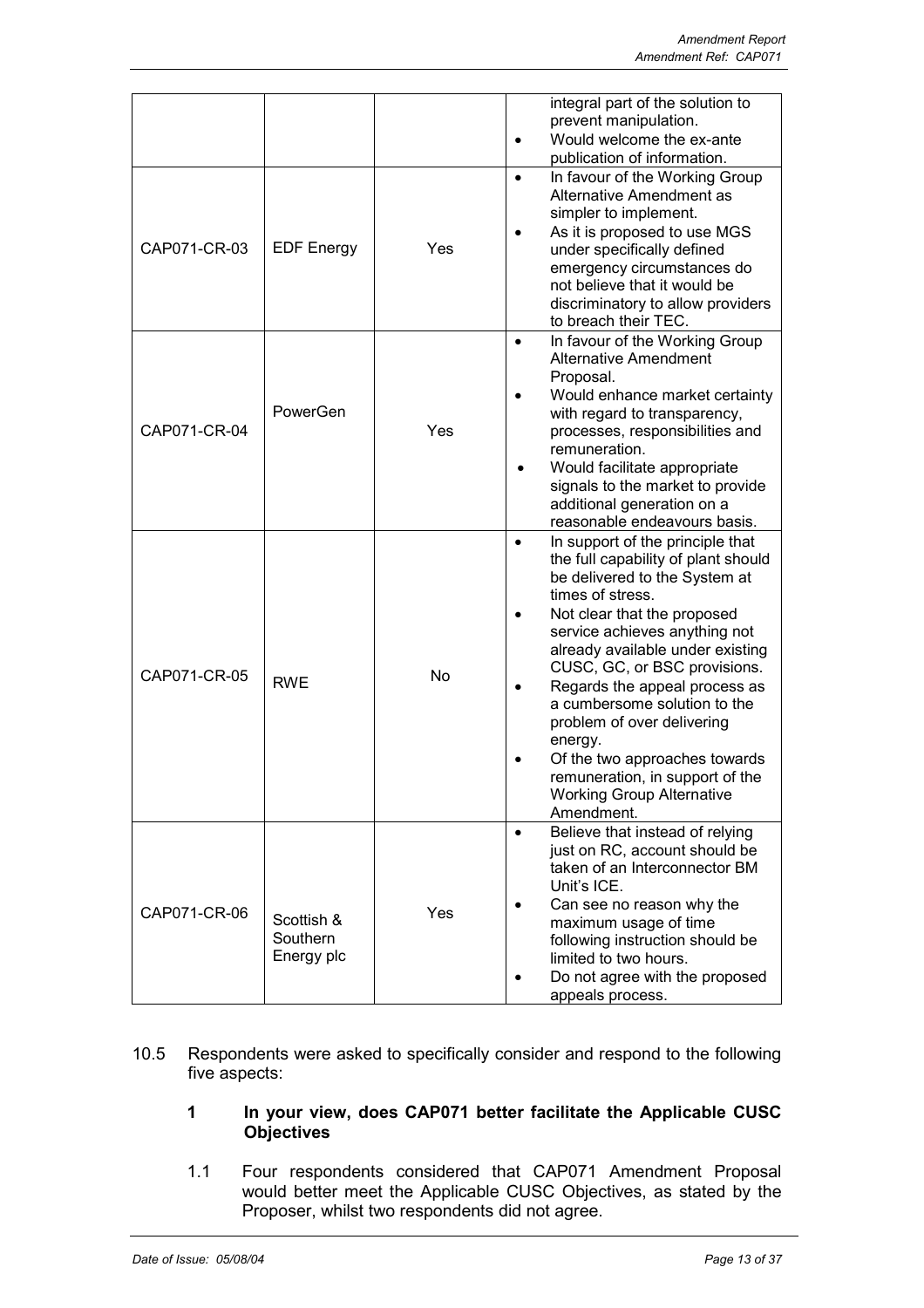| | | | |
|---|---|---|---|
| | | | integral part of the solution to prevent manipulation.<br>• Would welcome the ex-ante publication of information. |
| CAP071-CR-03 | EDF Energy | Yes | • In favour of the Working Group Alternative Amendment as simpler to implement.<br>• As it is proposed to use MGS under specifically defined emergency circumstances do not believe that it would be discriminatory to allow providers to breach their TEC. |
| CAP071-CR-04 | PowerGen | Yes | • In favour of the Working Group Alternative Amendment Proposal.<br>• Would enhance market certainty with regard to transparency, processes, responsibilities and remuneration.<br>• Would facilitate appropriate signals to the market to provide additional generation on a reasonable endeavours basis. |
| CAP071-CR-05 | RWE | No | • In support of the principle that the full capability of plant should be delivered to the System at times of stress.<br>• Not clear that the proposed service achieves anything not already available under existing CUSC, GC, or BSC provisions.<br>• Regards the appeal process as a cumbersome solution to the problem of over delivering energy.<br>• Of the two approaches towards remuneration, in support of the Working Group Alternative Amendment. |
| CAP071-CR-06 | Scottish & Southern Energy plc | Yes | • Believe that instead of relying just on RC, account should be taken of an Interconnector BM Unit's ICE.<br>• Can see no reason why the maximum usage of time following instruction should be limited to two hours.<br>• Do not agree with the proposed appeals process. |

10.5 Respondents were asked to specifically consider and respond to the following five aspects:

**1 In your view, does CAP071 better facilitate the Applicable CUSC Objectives**

1.1 Four respondents considered that CAP071 Amendment Proposal would better meet the Applicable CUSC Objectives, as stated by the Proposer, whilst two respondents did not agree.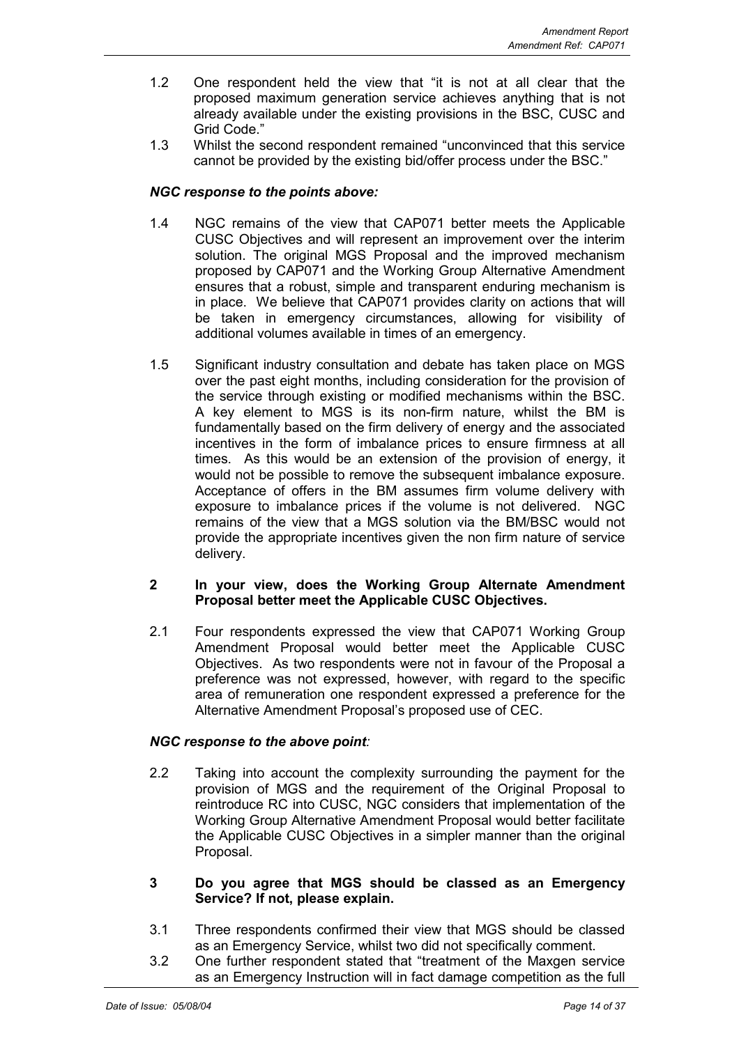1.2 One respondent held the view that "it is not at all clear that the proposed maximum generation service achieves anything that is not already available under the existing provisions in the BSC, CUSC and Grid Code."

1.3 Whilst the second respondent remained "unconvinced that this service cannot be provided by the existing bid/offer process under the BSC."

***NGC response to the points above:***

1.4 NGC remains of the view that CAP071 better meets the Applicable CUSC Objectives and will represent an improvement over the interim solution. The original MGS Proposal and the improved mechanism proposed by CAP071 and the Working Group Alternative Amendment ensures that a robust, simple and transparent enduring mechanism is in place. We believe that CAP071 provides clarity on actions that will be taken in emergency circumstances, allowing for visibility of additional volumes available in times of an emergency.

1.5 Significant industry consultation and debate has taken place on MGS over the past eight months, including consideration for the provision of the service through existing or modified mechanisms within the BSC. A key element to MGS is its non-firm nature, whilst the BM is fundamentally based on the firm delivery of energy and the associated incentives in the form of imbalance prices to ensure firmness at all times. As this would be an extension of the provision of energy, it would not be possible to remove the subsequent imbalance exposure. Acceptance of offers in the BM assumes firm volume delivery with exposure to imbalance prices if the volume is not delivered. NGC remains of the view that a MGS solution via the BM/BSC would not provide the appropriate incentives given the non firm nature of service delivery.

**2 In your view, does the Working Group Alternate Amendment Proposal better meet the Applicable CUSC Objectives.**

2.1 Four respondents expressed the view that CAP071 Working Group Amendment Proposal would better meet the Applicable CUSC Objectives. As two respondents were not in favour of the Proposal a preference was not expressed, however, with regard to the specific area of remuneration one respondent expressed a preference for the Alternative Amendment Proposal's proposed use of CEC.

***NGC response to the above point:***

2.2 Taking into account the complexity surrounding the payment for the provision of MGS and the requirement of the Original Proposal to reintroduce RC into CUSC, NGC considers that implementation of the Working Group Alternative Amendment Proposal would better facilitate the Applicable CUSC Objectives in a simpler manner than the original Proposal.

**3 Do you agree that MGS should be classed as an Emergency Service? If not, please explain.**

3.1 Three respondents confirmed their view that MGS should be classed as an Emergency Service, whilst two did not specifically comment.

3.2 One further respondent stated that "treatment of the Maxgen service as an Emergency Instruction will in fact damage competition as the full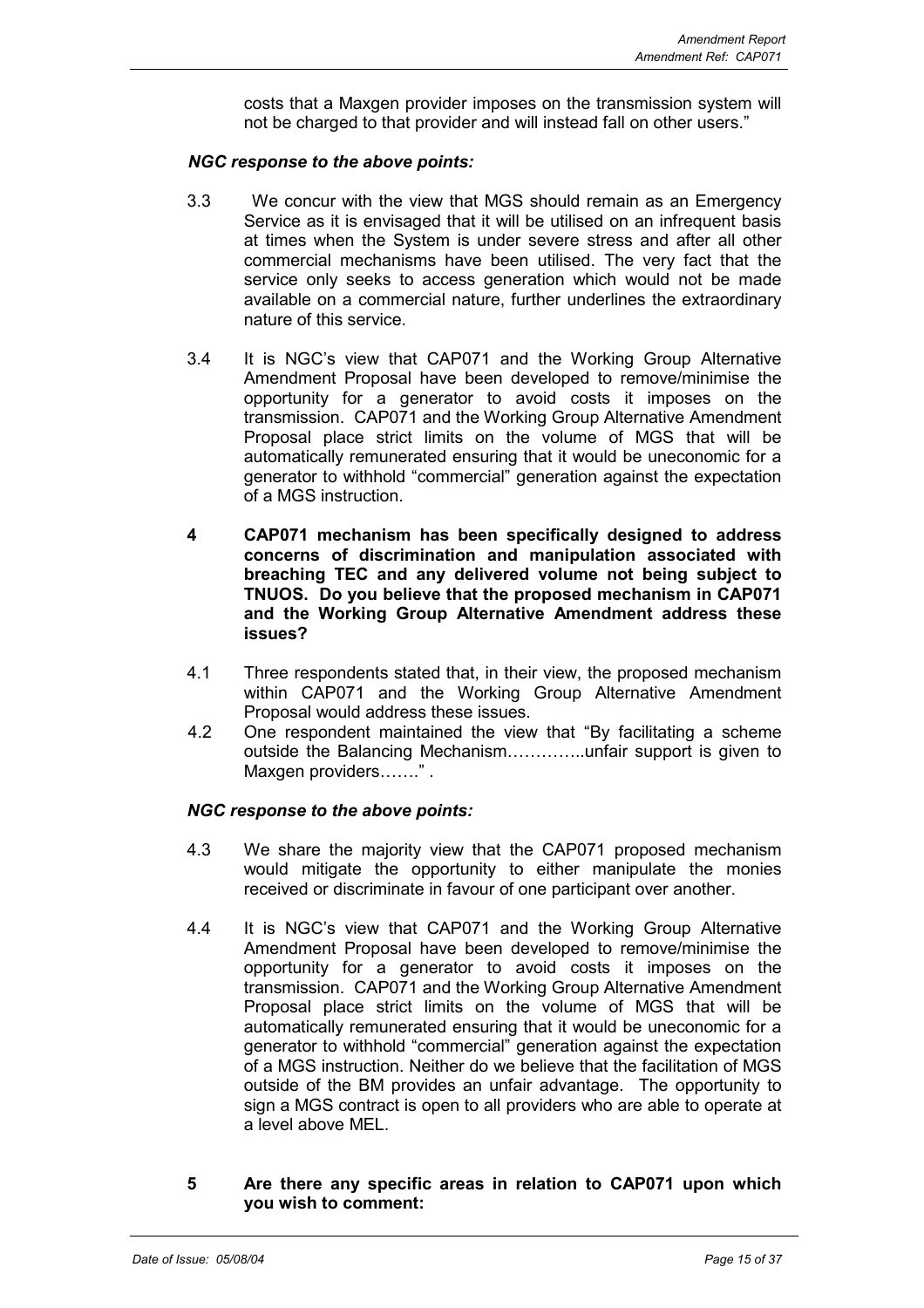costs that a Maxgen provider imposes on the transmission system will not be charged to that provider and will instead fall on other users."

***NGC response to the above points:***

3.3 We concur with the view that MGS should remain as an Emergency Service as it is envisaged that it will be utilised on an infrequent basis at times when the System is under severe stress and after all other commercial mechanisms have been utilised. The very fact that the service only seeks to access generation which would not be made available on a commercial nature, further underlines the extraordinary nature of this service.

3.4 It is NGC's view that CAP071 and the Working Group Alternative Amendment Proposal have been developed to remove/minimise the opportunity for a generator to avoid costs it imposes on the transmission. CAP071 and the Working Group Alternative Amendment Proposal place strict limits on the volume of MGS that will be automatically remunerated ensuring that it would be uneconomic for a generator to withhold "commercial" generation against the expectation of a MGS instruction.

**4 CAP071 mechanism has been specifically designed to address concerns of discrimination and manipulation associated with breaching TEC and any delivered volume not being subject to TNUOS. Do you believe that the proposed mechanism in CAP071 and the Working Group Alternative Amendment address these issues?**

4.1 Three respondents stated that, in their view, the proposed mechanism within CAP071 and the Working Group Alternative Amendment Proposal would address these issues.

4.2 One respondent maintained the view that "By facilitating a scheme outside the Balancing Mechanism…………..unfair support is given to Maxgen providers……." .

***NGC response to the above points:***

4.3 We share the majority view that the CAP071 proposed mechanism would mitigate the opportunity to either manipulate the monies received or discriminate in favour of one participant over another.

4.4 It is NGC's view that CAP071 and the Working Group Alternative Amendment Proposal have been developed to remove/minimise the opportunity for a generator to avoid costs it imposes on the transmission. CAP071 and the Working Group Alternative Amendment Proposal place strict limits on the volume of MGS that will be automatically remunerated ensuring that it would be uneconomic for a generator to withhold "commercial" generation against the expectation of a MGS instruction. Neither do we believe that the facilitation of MGS outside of the BM provides an unfair advantage. The opportunity to sign a MGS contract is open to all providers who are able to operate at a level above MEL.

**5 Are there any specific areas in relation to CAP071 upon which you wish to comment:**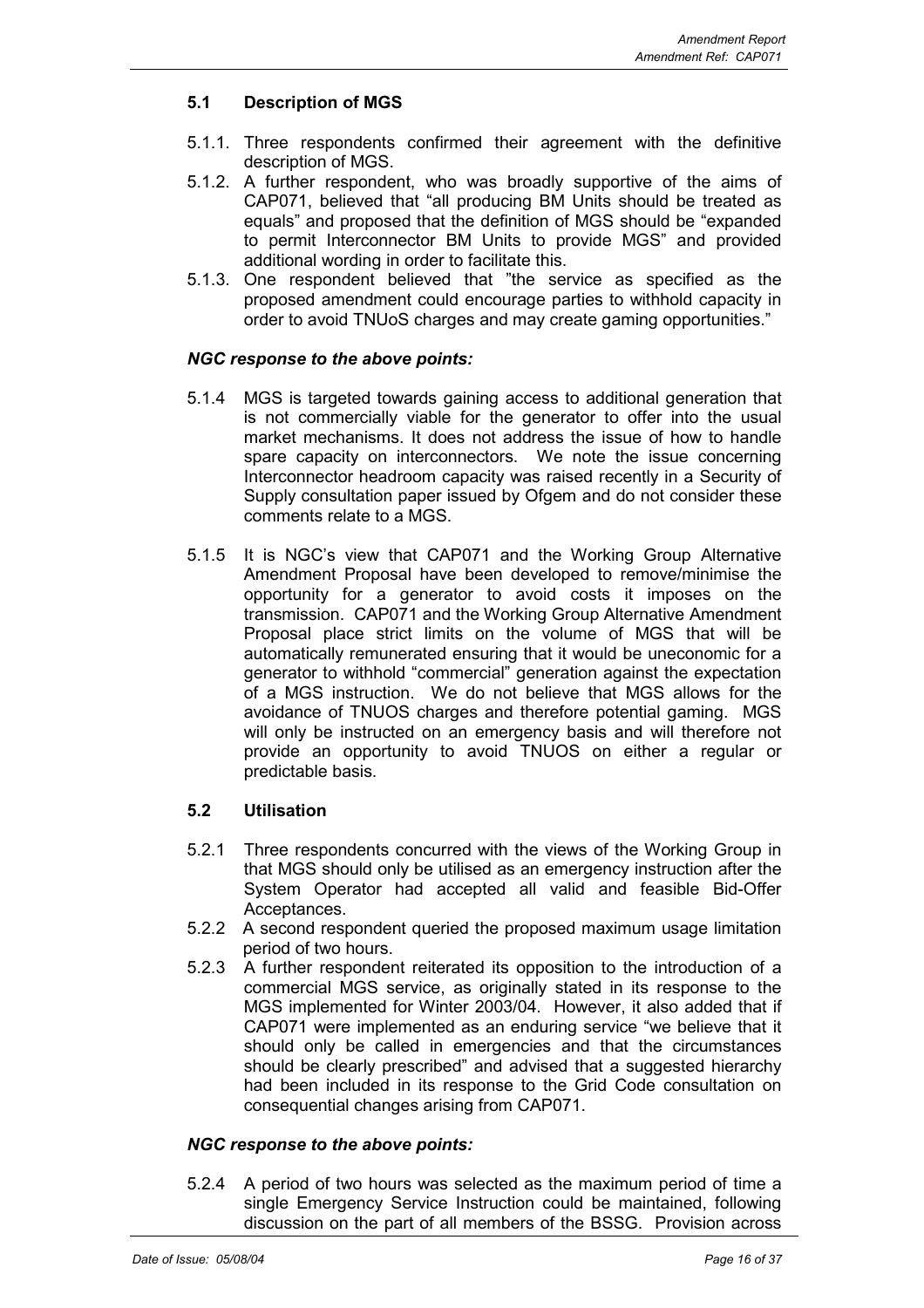### 5.1 Description of MGS

5.1.1. Three respondents confirmed their agreement with the definitive description of MGS.

5.1.2. A further respondent, who was broadly supportive of the aims of CAP071, believed that "all producing BM Units should be treated as equals" and proposed that the definition of MGS should be "expanded to permit Interconnector BM Units to provide MGS" and provided additional wording in order to facilitate this.

5.1.3. One respondent believed that "the service as specified as the proposed amendment could encourage parties to withhold capacity in order to avoid TNUoS charges and may create gaming opportunities."

***NGC response to the above points:***

5.1.4 MGS is targeted towards gaining access to additional generation that is not commercially viable for the generator to offer into the usual market mechanisms. It does not address the issue of how to handle spare capacity on interconnectors. We note the issue concerning Interconnector headroom capacity was raised recently in a Security of Supply consultation paper issued by Ofgem and do not consider these comments relate to a MGS.

5.1.5 It is NGC's view that CAP071 and the Working Group Alternative Amendment Proposal have been developed to remove/minimise the opportunity for a generator to avoid costs it imposes on the transmission. CAP071 and the Working Group Alternative Amendment Proposal place strict limits on the volume of MGS that will be automatically remunerated ensuring that it would be uneconomic for a generator to withhold "commercial" generation against the expectation of a MGS instruction. We do not believe that MGS allows for the avoidance of TNUOS charges and therefore potential gaming. MGS will only be instructed on an emergency basis and will therefore not provide an opportunity to avoid TNUOS on either a regular or predictable basis.

### 5.2 Utilisation

5.2.1 Three respondents concurred with the views of the Working Group in that MGS should only be utilised as an emergency instruction after the System Operator had accepted all valid and feasible Bid-Offer Acceptances.

5.2.2 A second respondent queried the proposed maximum usage limitation period of two hours.

5.2.3 A further respondent reiterated its opposition to the introduction of a commercial MGS service, as originally stated in its response to the MGS implemented for Winter 2003/04. However, it also added that if CAP071 were implemented as an enduring service "we believe that it should only be called in emergencies and that the circumstances should be clearly prescribed" and advised that a suggested hierarchy had been included in its response to the Grid Code consultation on consequential changes arising from CAP071.

***NGC response to the above points:***

5.2.4 A period of two hours was selected as the maximum period of time a single Emergency Service Instruction could be maintained, following discussion on the part of all members of the BSSG. Provision across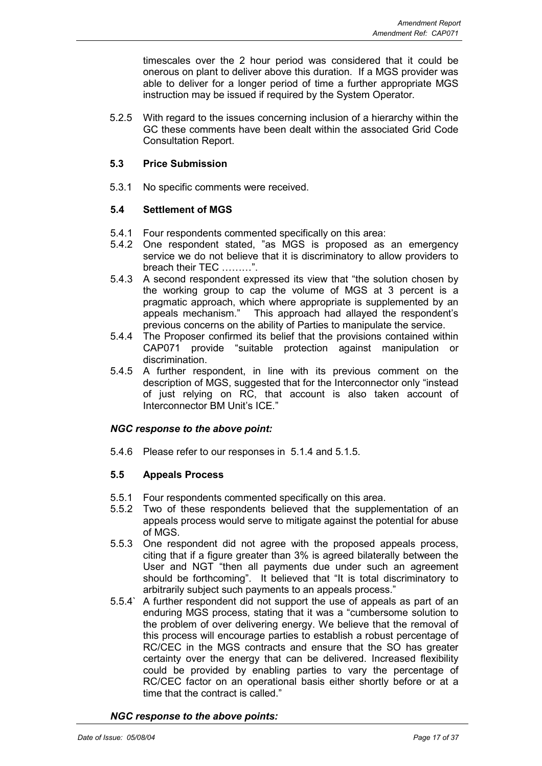timescales over the 2 hour period was considered that it could be onerous on plant to deliver above this duration. If a MGS provider was able to deliver for a longer period of time a further appropriate MGS instruction may be issued if required by the System Operator.

5.2.5 With regard to the issues concerning inclusion of a hierarchy within the GC these comments have been dealt within the associated Grid Code Consultation Report.

### 5.3 Price Submission

5.3.1 No specific comments were received.

### 5.4 Settlement of MGS

5.4.1 Four respondents commented specifically on this area:

5.4.2 One respondent stated, "as MGS is proposed as an emergency service we do not believe that it is discriminatory to allow providers to breach their TEC ………".

5.4.3 A second respondent expressed its view that "the solution chosen by the working group to cap the volume of MGS at 3 percent is a pragmatic approach, which where appropriate is supplemented by an appeals mechanism." This approach had allayed the respondent's previous concerns on the ability of Parties to manipulate the service.

5.4.4 The Proposer confirmed its belief that the provisions contained within CAP071 provide "suitable protection against manipulation or discrimination.

5.4.5 A further respondent, in line with its previous comment on the description of MGS, suggested that for the Interconnector only "instead of just relying on RC, that account is also taken account of Interconnector BM Unit's ICE."

#### *NGC response to the above point:*

5.4.6 Please refer to our responses in 5.1.4 and 5.1.5.

### 5.5 Appeals Process

5.5.1 Four respondents commented specifically on this area.

5.5.2 Two of these respondents believed that the supplementation of an appeals process would serve to mitigate against the potential for abuse of MGS.

5.5.3 One respondent did not agree with the proposed appeals process, citing that if a figure greater than 3% is agreed bilaterally between the User and NGT "then all payments due under such an agreement should be forthcoming". It believed that "It is total discriminatory to arbitrarily subject such payments to an appeals process."

5.5.4` A further respondent did not support the use of appeals as part of an enduring MGS process, stating that it was a "cumbersome solution to the problem of over delivering energy. We believe that the removal of this process will encourage parties to establish a robust percentage of RC/CEC in the MGS contracts and ensure that the SO has greater certainty over the energy that can be delivered. Increased flexibility could be provided by enabling parties to vary the percentage of RC/CEC factor on an operational basis either shortly before or at a time that the contract is called."

#### *NGC response to the above points:*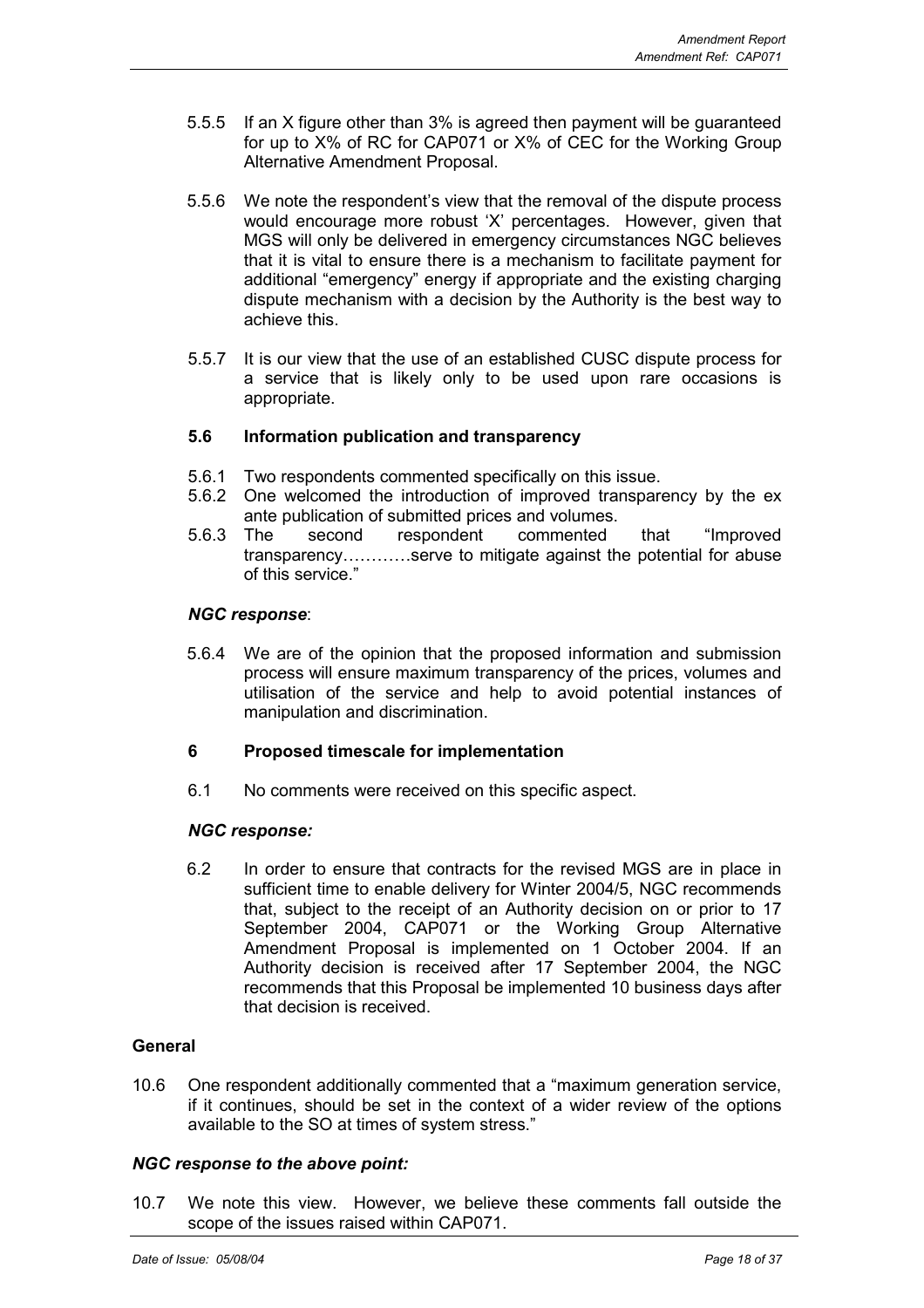5.5.5 If an X figure other than 3% is agreed then payment will be guaranteed for up to X% of RC for CAP071 or X% of CEC for the Working Group Alternative Amendment Proposal.

5.5.6 We note the respondent's view that the removal of the dispute process would encourage more robust 'X' percentages. However, given that MGS will only be delivered in emergency circumstances NGC believes that it is vital to ensure there is a mechanism to facilitate payment for additional "emergency" energy if appropriate and the existing charging dispute mechanism with a decision by the Authority is the best way to achieve this.

5.5.7 It is our view that the use of an established CUSC dispute process for a service that is likely only to be used upon rare occasions is appropriate.

### 5.6 Information publication and transparency

5.6.1 Two respondents commented specifically on this issue.

5.6.2 One welcomed the introduction of improved transparency by the ex ante publication of submitted prices and volumes.

5.6.3 The second respondent commented that "Improved transparency…………serve to mitigate against the potential for abuse of this service."

***NGC response***:

5.6.4 We are of the opinion that the proposed information and submission process will ensure maximum transparency of the prices, volumes and utilisation of the service and help to avoid potential instances of manipulation and discrimination.

### 6 Proposed timescale for implementation

6.1 No comments were received on this specific aspect.

***NGC response:***

6.2 In order to ensure that contracts for the revised MGS are in place in sufficient time to enable delivery for Winter 2004/5, NGC recommends that, subject to the receipt of an Authority decision on or prior to 17 September 2004, CAP071 or the Working Group Alternative Amendment Proposal is implemented on 1 October 2004. If an Authority decision is received after 17 September 2004, the NGC recommends that this Proposal be implemented 10 business days after that decision is received.

### General

10.6 One respondent additionally commented that a "maximum generation service, if it continues, should be set in the context of a wider review of the options available to the SO at times of system stress."

***NGC response to the above point:***

10.7 We note this view. However, we believe these comments fall outside the scope of the issues raised within CAP071.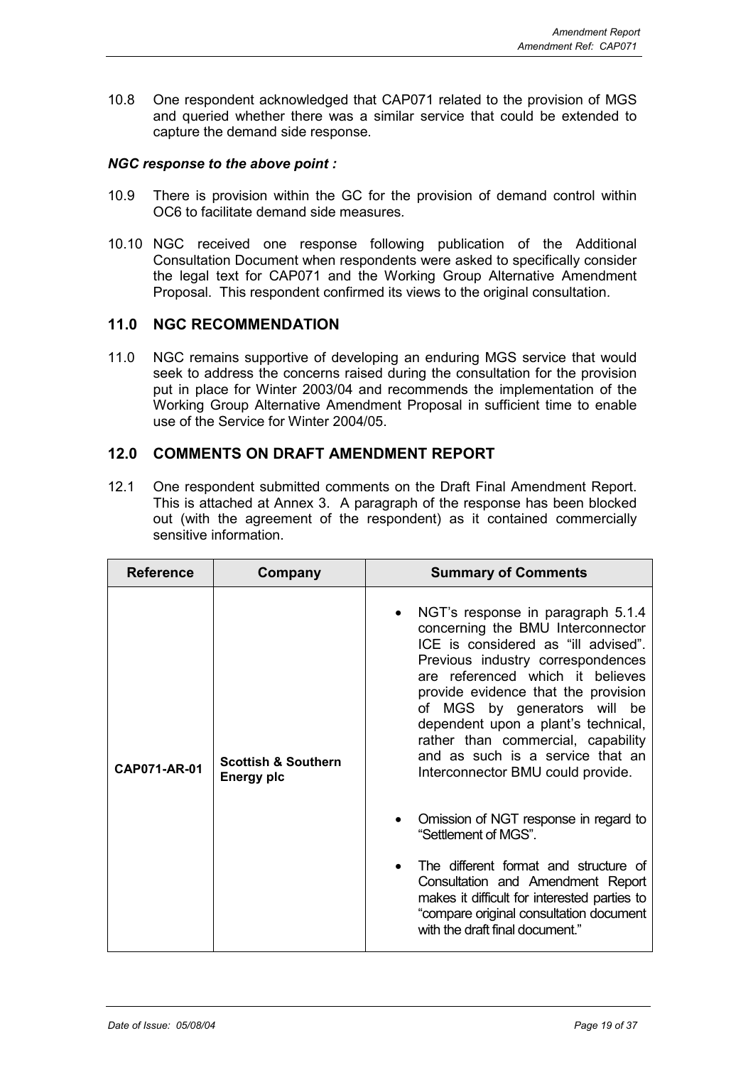10.8 One respondent acknowledged that CAP071 related to the provision of MGS and queried whether there was a similar service that could be extended to capture the demand side response.

***NGC response to the above point :***

10.9 There is provision within the GC for the provision of demand control within OC6 to facilitate demand side measures.

10.10 NGC received one response following publication of the Additional Consultation Document when respondents were asked to specifically consider the legal text for CAP071 and the Working Group Alternative Amendment Proposal. This respondent confirmed its views to the original consultation.

## 11.0 NGC RECOMMENDATION

11.0 NGC remains supportive of developing an enduring MGS service that would seek to address the concerns raised during the consultation for the provision put in place for Winter 2003/04 and recommends the implementation of the Working Group Alternative Amendment Proposal in sufficient time to enable use of the Service for Winter 2004/05.

## 12.0 COMMENTS ON DRAFT AMENDMENT REPORT

12.1 One respondent submitted comments on the Draft Final Amendment Report. This is attached at Annex 3. A paragraph of the response has been blocked out (with the agreement of the respondent) as it contained commercially sensitive information.

| Reference | Company | Summary of Comments |
|---|---|---|
| **CAP071-AR-01** | **Scottish & Southern Energy plc** | • NGT's response in paragraph 5.1.4 concerning the BMU Interconnector ICE is considered as "ill advised". Previous industry correspondences are referenced which it believes provide evidence that the provision of MGS by generators will be dependent upon a plant's technical, rather than commercial, capability and as such is a service that an Interconnector BMU could provide.<br><br>• Omission of NGT response in regard to "Settlement of MGS".<br><br>• The different format and structure of Consultation and Amendment Report makes it difficult for interested parties to "compare original consultation document with the draft final document." |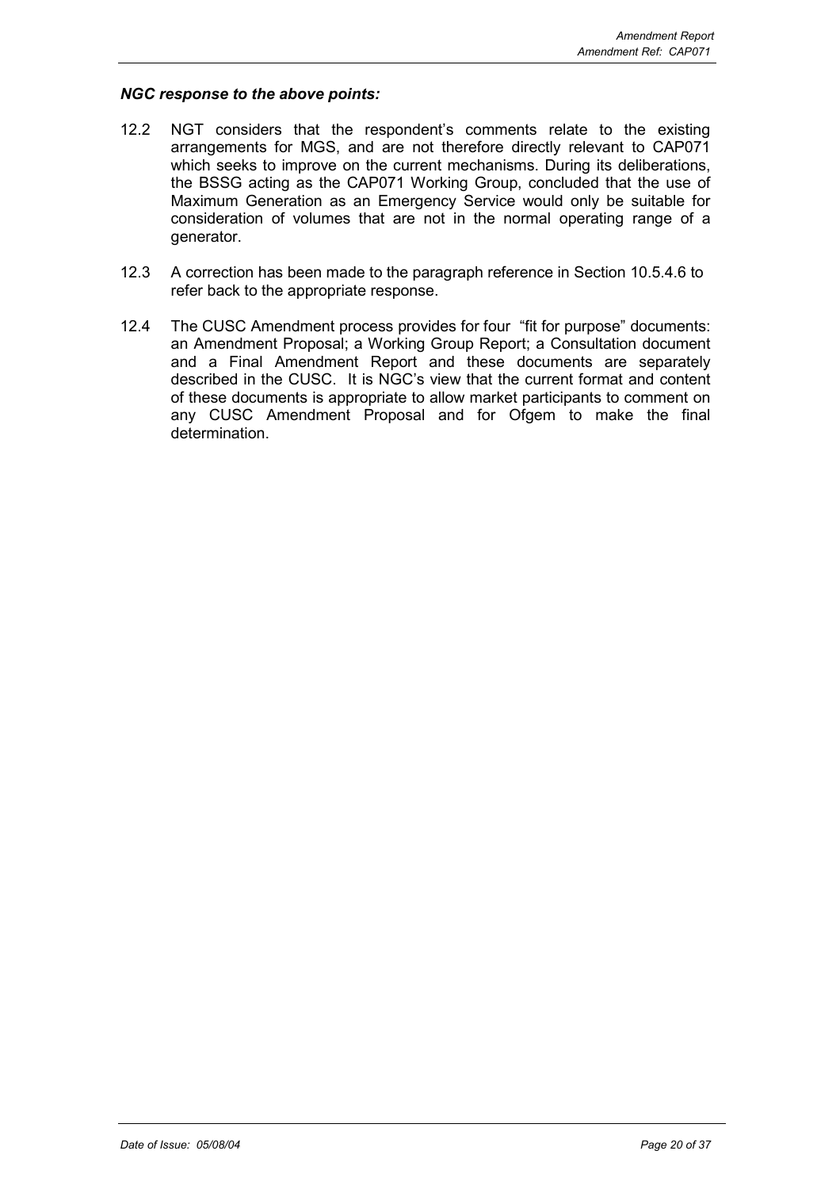***NGC response to the above points:***

12.2 NGT considers that the respondent's comments relate to the existing arrangements for MGS, and are not therefore directly relevant to CAP071 which seeks to improve on the current mechanisms. During its deliberations, the BSSG acting as the CAP071 Working Group, concluded that the use of Maximum Generation as an Emergency Service would only be suitable for consideration of volumes that are not in the normal operating range of a generator.

12.3 A correction has been made to the paragraph reference in Section 10.5.4.6 to refer back to the appropriate response.

12.4 The CUSC Amendment process provides for four "fit for purpose" documents: an Amendment Proposal; a Working Group Report; a Consultation document and a Final Amendment Report and these documents are separately described in the CUSC. It is NGC's view that the current format and content of these documents is appropriate to allow market participants to comment on any CUSC Amendment Proposal and for Ofgem to make the final determination.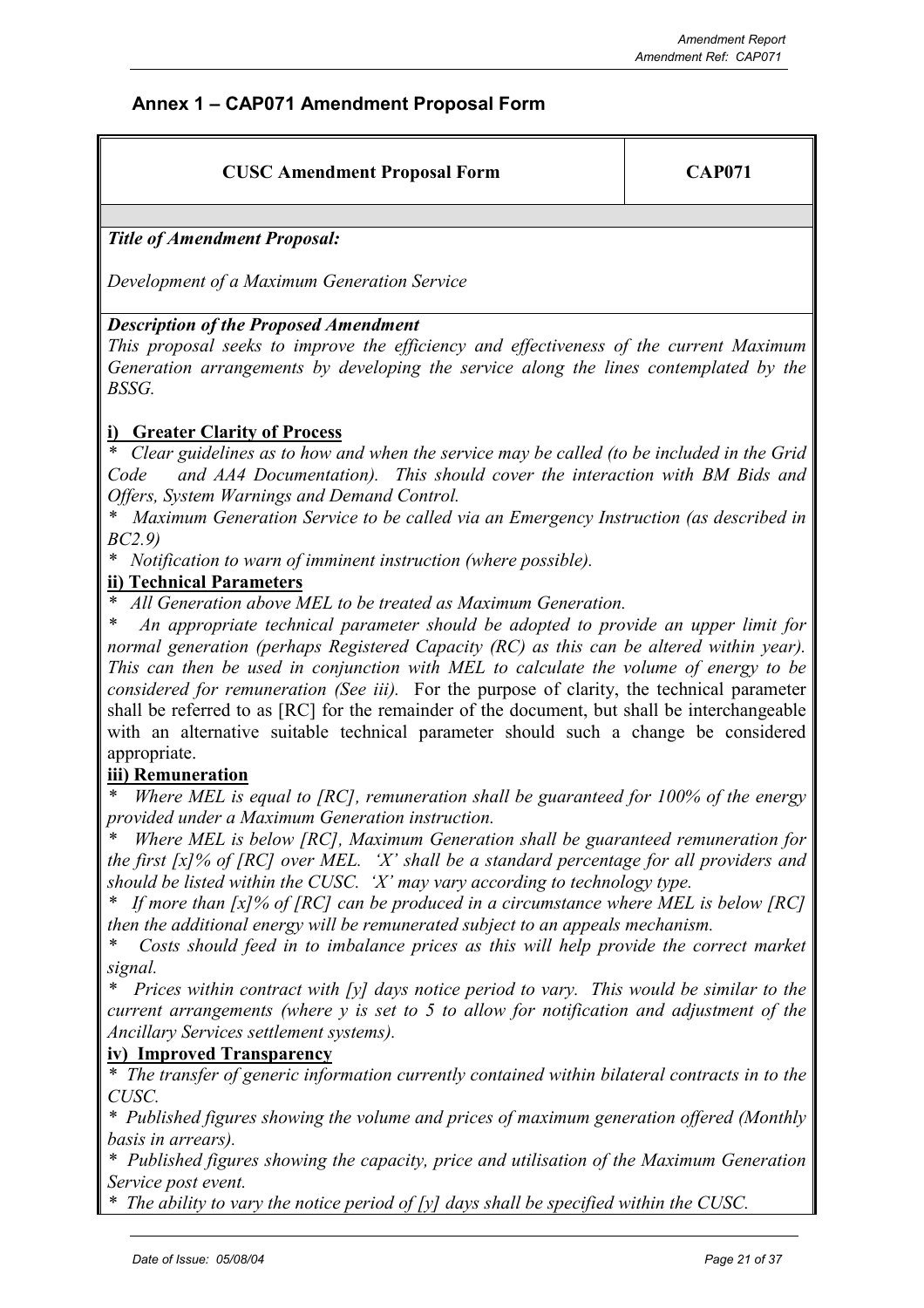## Annex 1 – CAP071 Amendment Proposal Form

| CUSC Amendment Proposal Form | CAP071 |
| --- | --- |

***Title of Amendment Proposal:***

*Development of a Maximum Generation Service*

***Description of the Proposed Amendment***

*This proposal seeks to improve the efficiency and effectiveness of the current Maximum Generation arrangements by developing the service along the lines contemplated by the BSSG.*

**i) Greater Clarity of Process**

\* *Clear guidelines as to how and when the service may be called (to be included in the Grid Code and AA4 Documentation). This should cover the interaction with BM Bids and Offers, System Warnings and Demand Control.*

\* *Maximum Generation Service to be called via an Emergency Instruction (as described in BC2.9)*

\* *Notification to warn of imminent instruction (where possible).*

**ii) Technical Parameters**

\* *All Generation above MEL to be treated as Maximum Generation.*

\* *An appropriate technical parameter should be adopted to provide an upper limit for normal generation (perhaps Registered Capacity (RC) as this can be altered within year). This can then be used in conjunction with MEL to calculate the volume of energy to be considered for remuneration (See iii).* For the purpose of clarity, the technical parameter shall be referred to as [RC] for the remainder of the document, but shall be interchangeable with an alternative suitable technical parameter should such a change be considered appropriate.

**iii) Remuneration**

\* *Where MEL is equal to [RC], remuneration shall be guaranteed for 100% of the energy provided under a Maximum Generation instruction.*

\* *Where MEL is below [RC], Maximum Generation shall be guaranteed remuneration for the first [x]% of [RC] over MEL. 'X' shall be a standard percentage for all providers and should be listed within the CUSC. 'X' may vary according to technology type.*

\* *If more than [x]% of [RC] can be produced in a circumstance where MEL is below [RC] then the additional energy will be remunerated subject to an appeals mechanism.*

\* *Costs should feed in to imbalance prices as this will help provide the correct market signal.*

\* *Prices within contract with [y] days notice period to vary. This would be similar to the current arrangements (where y is set to 5 to allow for notification and adjustment of the Ancillary Services settlement systems).*

**iv) Improved Transparency**

\* *The transfer of generic information currently contained within bilateral contracts in to the CUSC.*

\* *Published figures showing the volume and prices of maximum generation offered (Monthly basis in arrears).*

\* *Published figures showing the capacity, price and utilisation of the Maximum Generation Service post event.*

\* *The ability to vary the notice period of [y] days shall be specified within the CUSC.*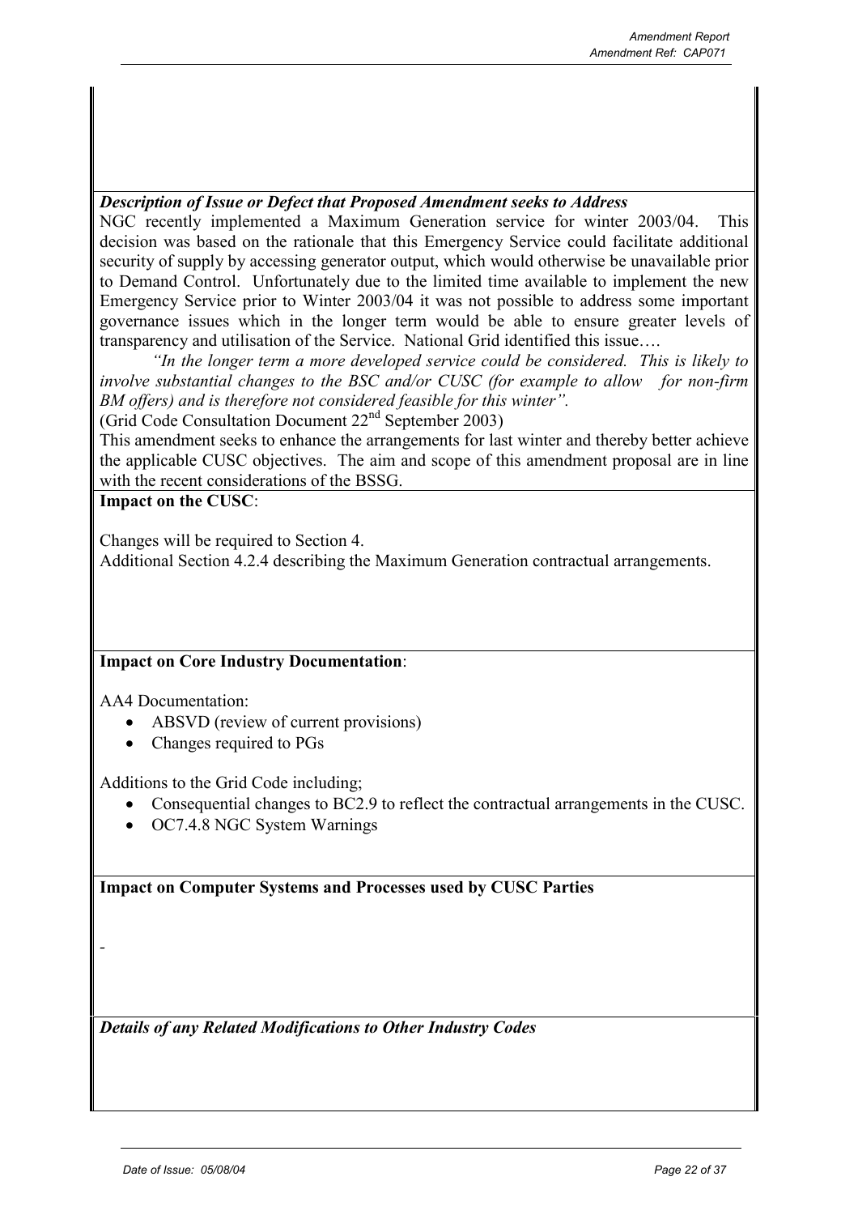***Description of Issue or Defect that Proposed Amendment seeks to Address***

NGC recently implemented a Maximum Generation service for winter 2003/04. This decision was based on the rationale that this Emergency Service could facilitate additional security of supply by accessing generator output, which would otherwise be unavailable prior to Demand Control. Unfortunately due to the limited time available to implement the new Emergency Service prior to Winter 2003/04 it was not possible to address some important governance issues which in the longer term would be able to ensure greater levels of transparency and utilisation of the Service. National Grid identified this issue….

*"In the longer term a more developed service could be considered. This is likely to involve substantial changes to the BSC and/or CUSC (for example to allow for non-firm BM offers) and is therefore not considered feasible for this winter".*

(Grid Code Consultation Document 22nd September 2003)

This amendment seeks to enhance the arrangements for last winter and thereby better achieve the applicable CUSC objectives. The aim and scope of this amendment proposal are in line with the recent considerations of the BSSG.

**Impact on the CUSC**:

Changes will be required to Section 4.

Additional Section 4.2.4 describing the Maximum Generation contractual arrangements.

**Impact on Core Industry Documentation**:

AA4 Documentation:

- ABSVD (review of current provisions)
- Changes required to PGs

Additions to the Grid Code including;

- Consequential changes to BC2.9 to reflect the contractual arrangements in the CUSC.
- OC7.4.8 NGC System Warnings

**Impact on Computer Systems and Processes used by CUSC Parties**

-

***Details of any Related Modifications to Other Industry Codes***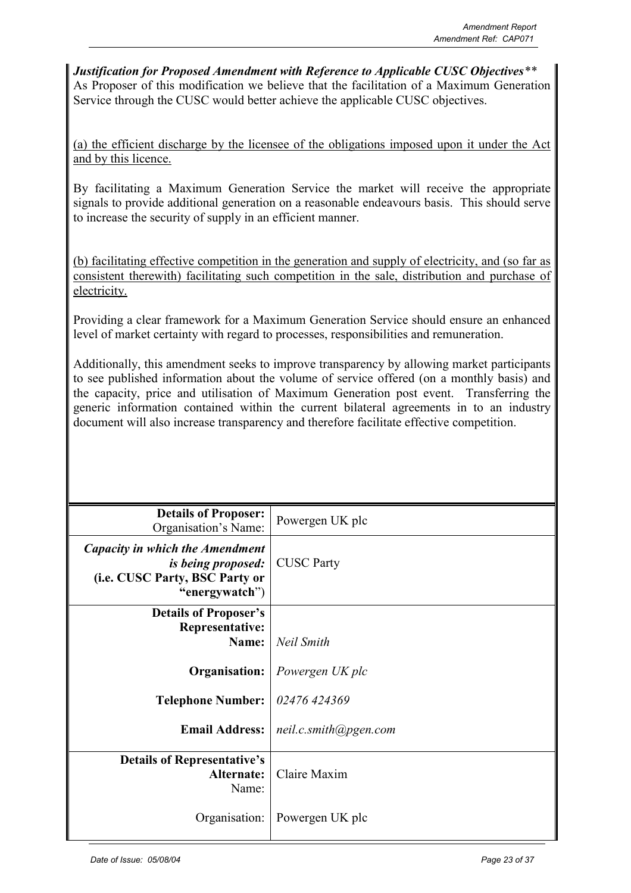***Justification for Proposed Amendment with Reference to Applicable CUSC Objectives*****

As Proposer of this modification we believe that the facilitation of a Maximum Generation Service through the CUSC would better achieve the applicable CUSC objectives.

<u>(a) the efficient discharge by the licensee of the obligations imposed upon it under the Act and by this licence.</u>

By facilitating a Maximum Generation Service the market will receive the appropriate signals to provide additional generation on a reasonable endeavours basis. This should serve to increase the security of supply in an efficient manner.

<u>(b) facilitating effective competition in the generation and supply of electricity, and (so far as consistent therewith) facilitating such competition in the sale, distribution and purchase of electricity.</u>

Providing a clear framework for a Maximum Generation Service should ensure an enhanced level of market certainty with regard to processes, responsibilities and remuneration.

Additionally, this amendment seeks to improve transparency by allowing market participants to see published information about the volume of service offered (on a monthly basis) and the capacity, price and utilisation of Maximum Generation post event. Transferring the generic information contained within the current bilateral agreements in to an industry document will also increase transparency and therefore facilitate effective competition.

| | |
|---|---|
| **Details of Proposer:** Organisation's Name: | Powergen UK plc |
| ***Capacity in which the Amendment is being proposed:* (i.e. CUSC Party, BSC Party or "energywatch")** | CUSC Party |
| **Details of Proposer's Representative:** **Name:** | *Neil Smith* |
| **Organisation:** | *Powergen UK plc* |
| **Telephone Number:** | *02476 424369* |
| **Email Address:** | *neil.c.smith@pgen.com* |
| **Details of Representative's Alternate:** Name: | Claire Maxim |
| Organisation: | Powergen UK plc |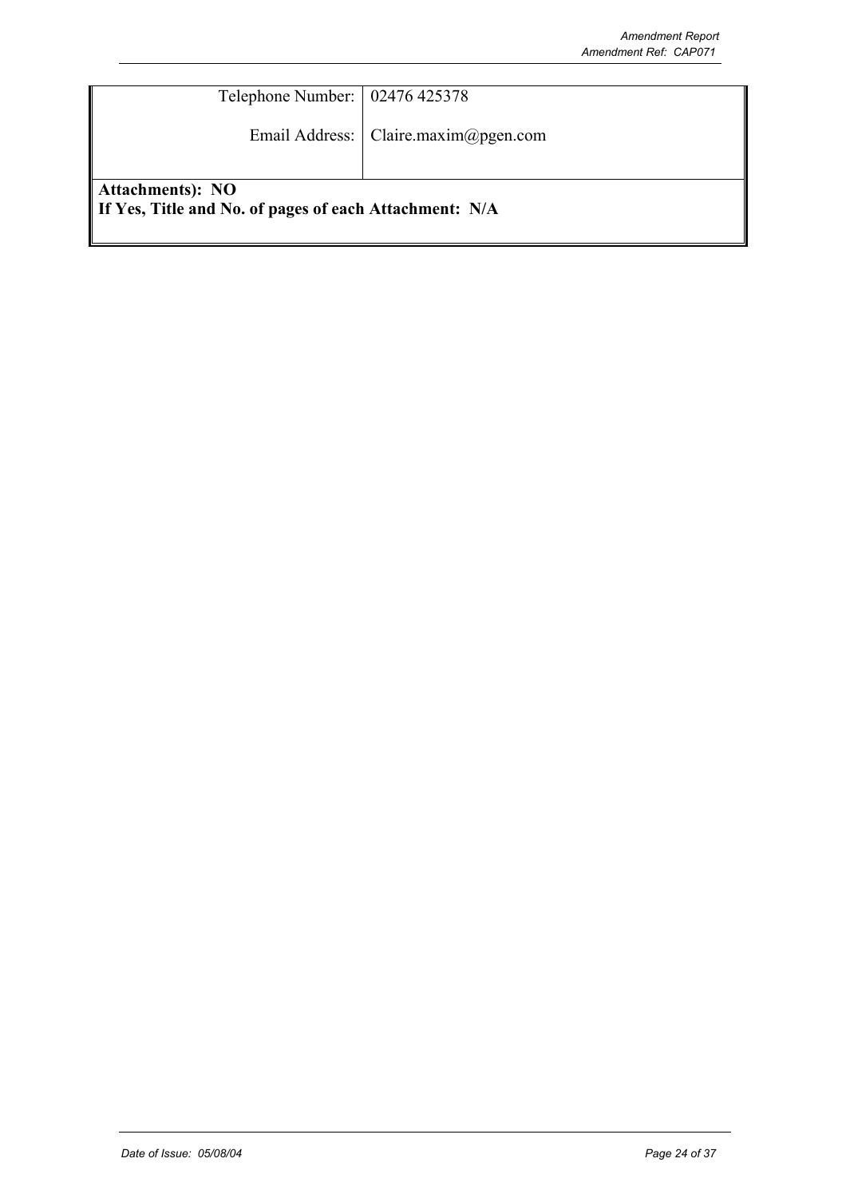| | |
|---|---|
| Telephone Number: | 02476 425378 |
| Email Address: | Claire.maxim@pgen.com |

**Attachments): NO**
**If Yes, Title and No. of pages of each Attachment: N/A**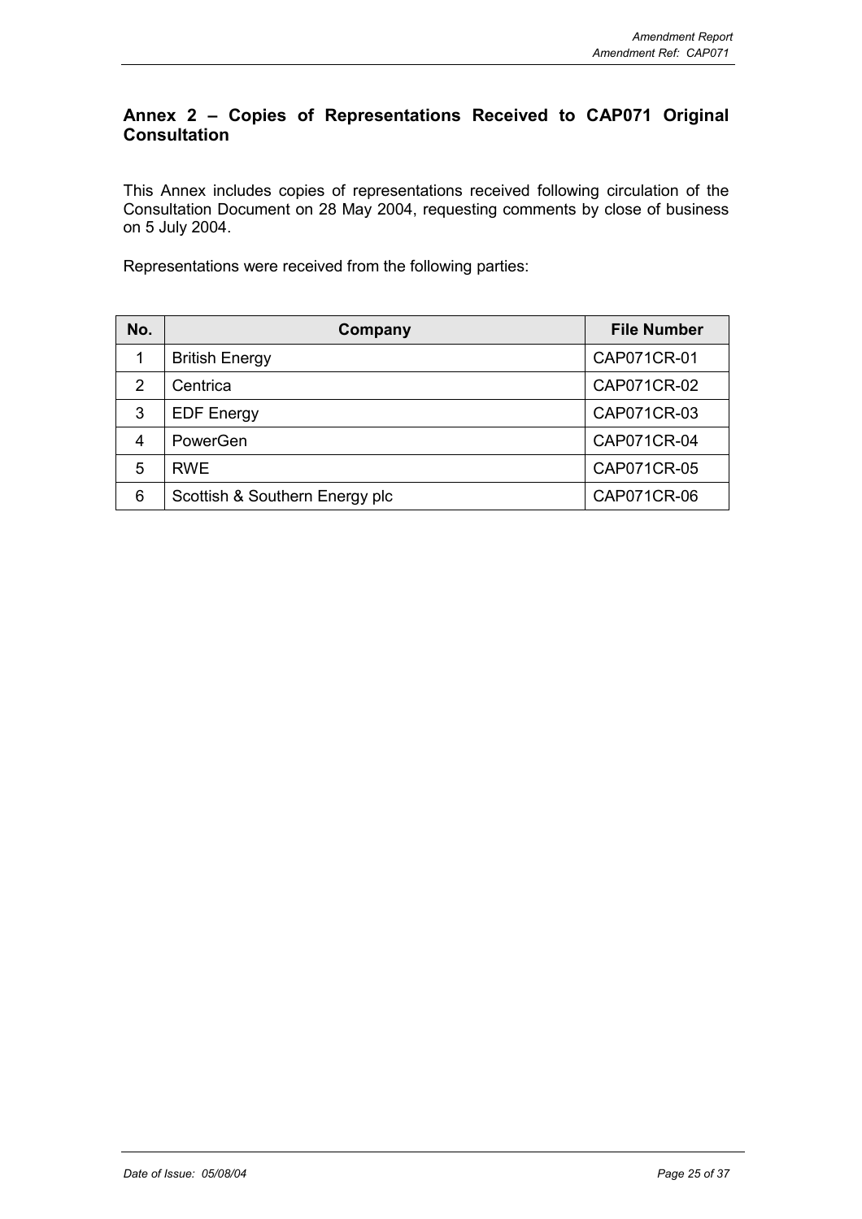## Annex 2 – Copies of Representations Received to CAP071 Original Consultation

This Annex includes copies of representations received following circulation of the Consultation Document on 28 May 2004, requesting comments by close of business on 5 July 2004.

Representations were received from the following parties:

| No. | Company | File Number |
|---|---|---|
| 1 | British Energy | CAP071CR-01 |
| 2 | Centrica | CAP071CR-02 |
| 3 | EDF Energy | CAP071CR-03 |
| 4 | PowerGen | CAP071CR-04 |
| 5 | RWE | CAP071CR-05 |
| 6 | Scottish & Southern Energy plc | CAP071CR-06 |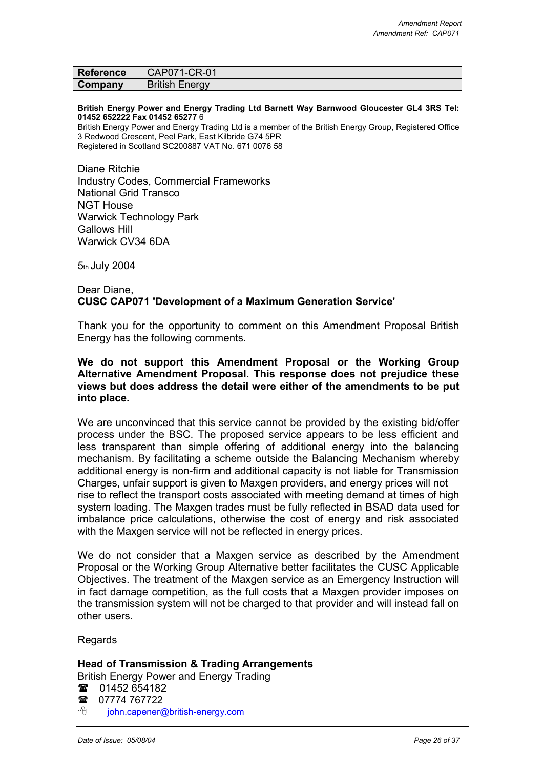| Reference | CAP071-CR-01 |
| --- | --- |
| Company | British Energy |

**British Energy Power and Energy Trading Ltd Barnett Way Barnwood Gloucester GL4 3RS Tel: 01452 652222 Fax 01452 65277** 6
British Energy Power and Energy Trading Ltd is a member of the British Energy Group, Registered Office 3 Redwood Crescent, Peel Park, East Kilbride G74 5PR
Registered in Scotland SC200887 VAT No. 671 0076 58

Diane Ritchie
Industry Codes, Commercial Frameworks
National Grid Transco
NGT House
Warwick Technology Park
Gallows Hill
Warwick CV34 6DA

5th July 2004

Dear Diane,
**CUSC CAP071 'Development of a Maximum Generation Service'**

Thank you for the opportunity to comment on this Amendment Proposal British Energy has the following comments.

**We do not support this Amendment Proposal or the Working Group Alternative Amendment Proposal. This response does not prejudice these views but does address the detail were either of the amendments to be put into place.**

We are unconvinced that this service cannot be provided by the existing bid/offer process under the BSC. The proposed service appears to be less efficient and less transparent than simple offering of additional energy into the balancing mechanism. By facilitating a scheme outside the Balancing Mechanism whereby additional energy is non-firm and additional capacity is not liable for Transmission Charges, unfair support is given to Maxgen providers, and energy prices will not rise to reflect the transport costs associated with meeting demand at times of high system loading. The Maxgen trades must be fully reflected in BSAD data used for imbalance price calculations, otherwise the cost of energy and risk associated with the Maxgen service will not be reflected in energy prices.

We do not consider that a Maxgen service as described by the Amendment Proposal or the Working Group Alternative better facilitates the CUSC Applicable Objectives. The treatment of the Maxgen service as an Emergency Instruction will in fact damage competition, as the full costs that a Maxgen provider imposes on the transmission system will not be charged to that provider and will instead fall on other users.

Regards

**Head of Transmission & Trading Arrangements**
British Energy Power and Energy Trading
☎ 01452 654182
☎ 07774 767722
john.capener@british-energy.com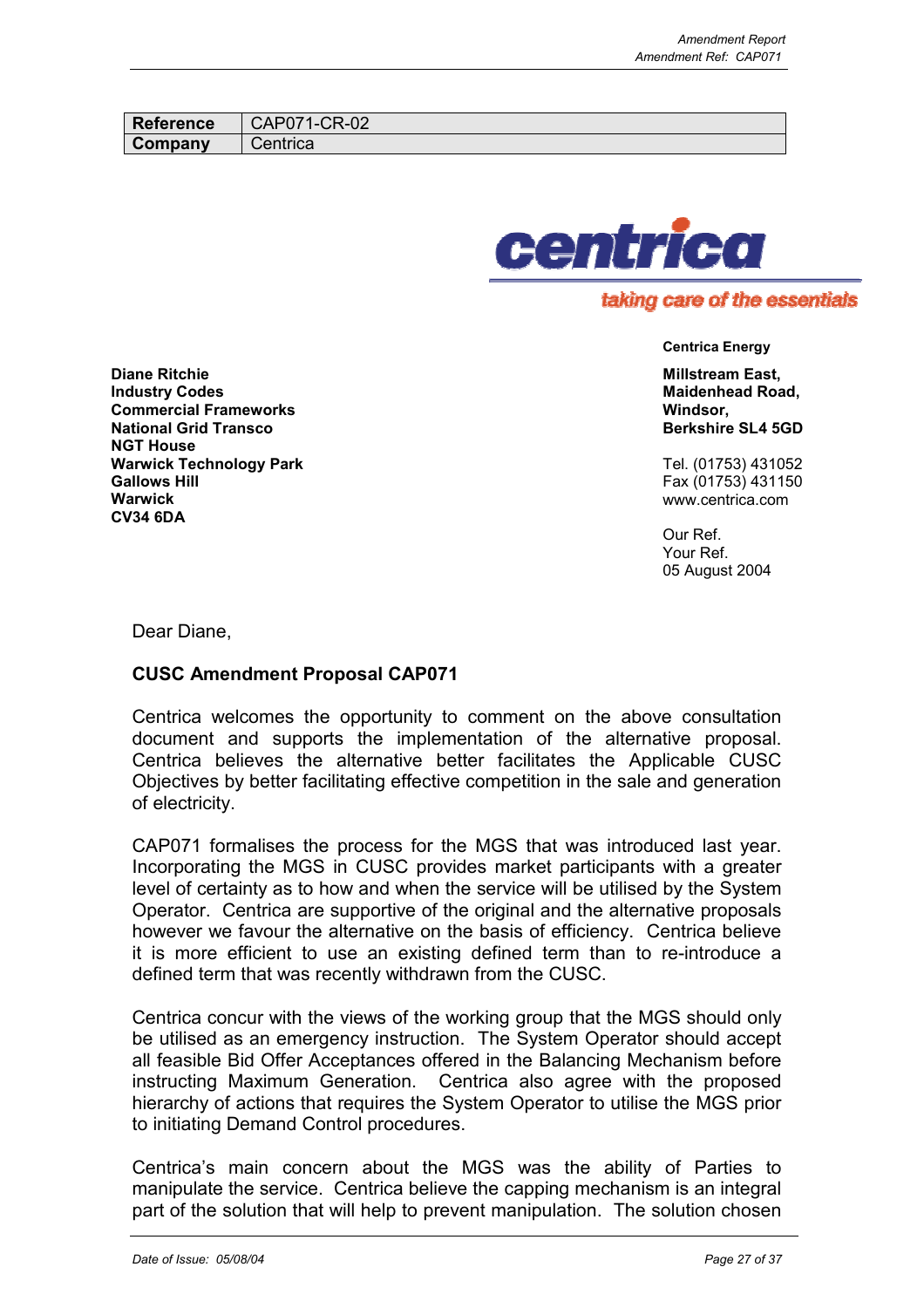| Reference | CAP071-CR-02 |
|---|---|
| Company | Centrica |

centrica

taking care of the essentials

**Centrica Energy**

**Millstream East,**
**Maidenhead Road,**
**Windsor,**
**Berkshire SL4 5GD**

Tel. (01753) 431052
Fax (01753) 431150
www.centrica.com

Our Ref.
Your Ref.
05 August 2004

**Diane Ritchie**
**Industry Codes**
**Commercial Frameworks**
**National Grid Transco**
**NGT House**
**Warwick Technology Park**
**Gallows Hill**
**Warwick**
**CV34 6DA**

Dear Diane,

**CUSC Amendment Proposal CAP071**

Centrica welcomes the opportunity to comment on the above consultation document and supports the implementation of the alternative proposal. Centrica believes the alternative better facilitates the Applicable CUSC Objectives by better facilitating effective competition in the sale and generation of electricity.

CAP071 formalises the process for the MGS that was introduced last year. Incorporating the MGS in CUSC provides market participants with a greater level of certainty as to how and when the service will be utilised by the System Operator. Centrica are supportive of the original and the alternative proposals however we favour the alternative on the basis of efficiency. Centrica believe it is more efficient to use an existing defined term than to re-introduce a defined term that was recently withdrawn from the CUSC.

Centrica concur with the views of the working group that the MGS should only be utilised as an emergency instruction. The System Operator should accept all feasible Bid Offer Acceptances offered in the Balancing Mechanism before instructing Maximum Generation. Centrica also agree with the proposed hierarchy of actions that requires the System Operator to utilise the MGS prior to initiating Demand Control procedures.

Centrica's main concern about the MGS was the ability of Parties to manipulate the service. Centrica believe the capping mechanism is an integral part of the solution that will help to prevent manipulation. The solution chosen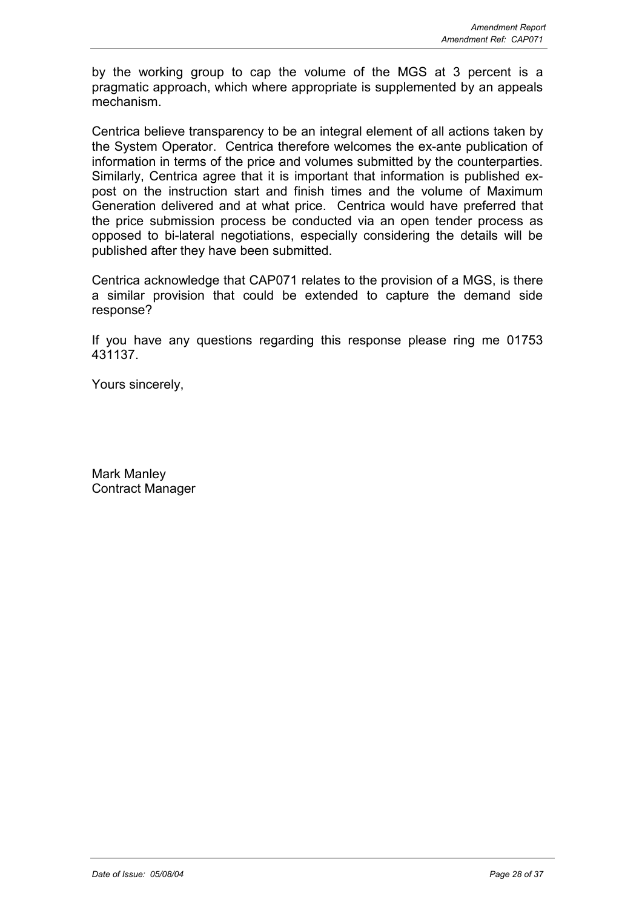by the working group to cap the volume of the MGS at 3 percent is a pragmatic approach, which where appropriate is supplemented by an appeals mechanism.

Centrica believe transparency to be an integral element of all actions taken by the System Operator. Centrica therefore welcomes the ex-ante publication of information in terms of the price and volumes submitted by the counterparties. Similarly, Centrica agree that it is important that information is published ex-post on the instruction start and finish times and the volume of Maximum Generation delivered and at what price. Centrica would have preferred that the price submission process be conducted via an open tender process as opposed to bi-lateral negotiations, especially considering the details will be published after they have been submitted.

Centrica acknowledge that CAP071 relates to the provision of a MGS, is there a similar provision that could be extended to capture the demand side response?

If you have any questions regarding this response please ring me 01753 431137.

Yours sincerely,

Mark Manley
Contract Manager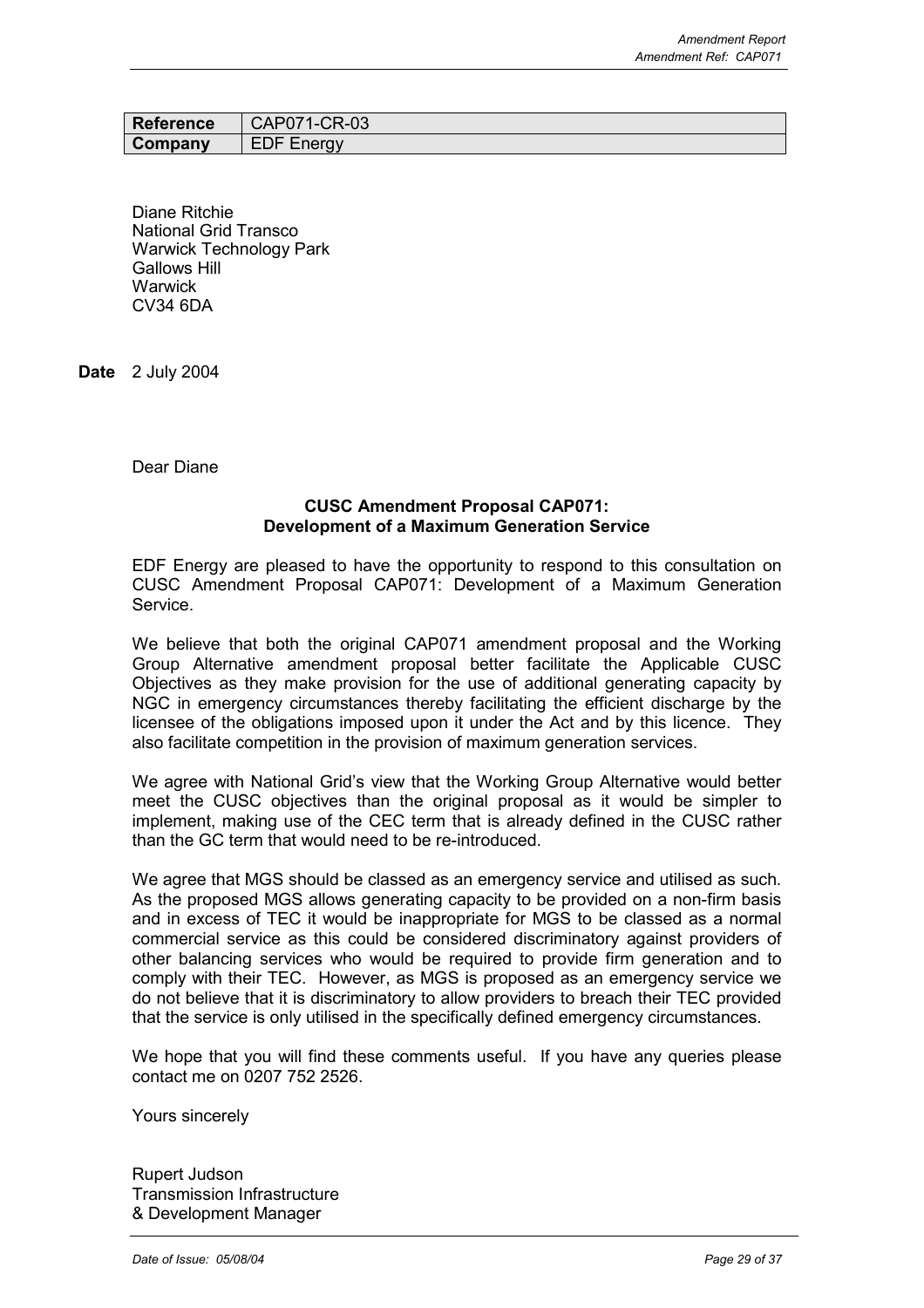| Reference | CAP071-CR-03 |
|---|---|
| Company | EDF Energy |

Diane Ritchie
National Grid Transco
Warwick Technology Park
Gallows Hill
Warwick
CV34 6DA

**Date** 2 July 2004

Dear Diane

**CUSC Amendment Proposal CAP071: Development of a Maximum Generation Service**

EDF Energy are pleased to have the opportunity to respond to this consultation on CUSC Amendment Proposal CAP071: Development of a Maximum Generation Service.

We believe that both the original CAP071 amendment proposal and the Working Group Alternative amendment proposal better facilitate the Applicable CUSC Objectives as they make provision for the use of additional generating capacity by NGC in emergency circumstances thereby facilitating the efficient discharge by the licensee of the obligations imposed upon it under the Act and by this licence. They also facilitate competition in the provision of maximum generation services.

We agree with National Grid's view that the Working Group Alternative would better meet the CUSC objectives than the original proposal as it would be simpler to implement, making use of the CEC term that is already defined in the CUSC rather than the GC term that would need to be re-introduced.

We agree that MGS should be classed as an emergency service and utilised as such. As the proposed MGS allows generating capacity to be provided on a non-firm basis and in excess of TEC it would be inappropriate for MGS to be classed as a normal commercial service as this could be considered discriminatory against providers of other balancing services who would be required to provide firm generation and to comply with their TEC. However, as MGS is proposed as an emergency service we do not believe that it is discriminatory to allow providers to breach their TEC provided that the service is only utilised in the specifically defined emergency circumstances.

We hope that you will find these comments useful. If you have any queries please contact me on 0207 752 2526.

Yours sincerely

Rupert Judson
Transmission Infrastructure
& Development Manager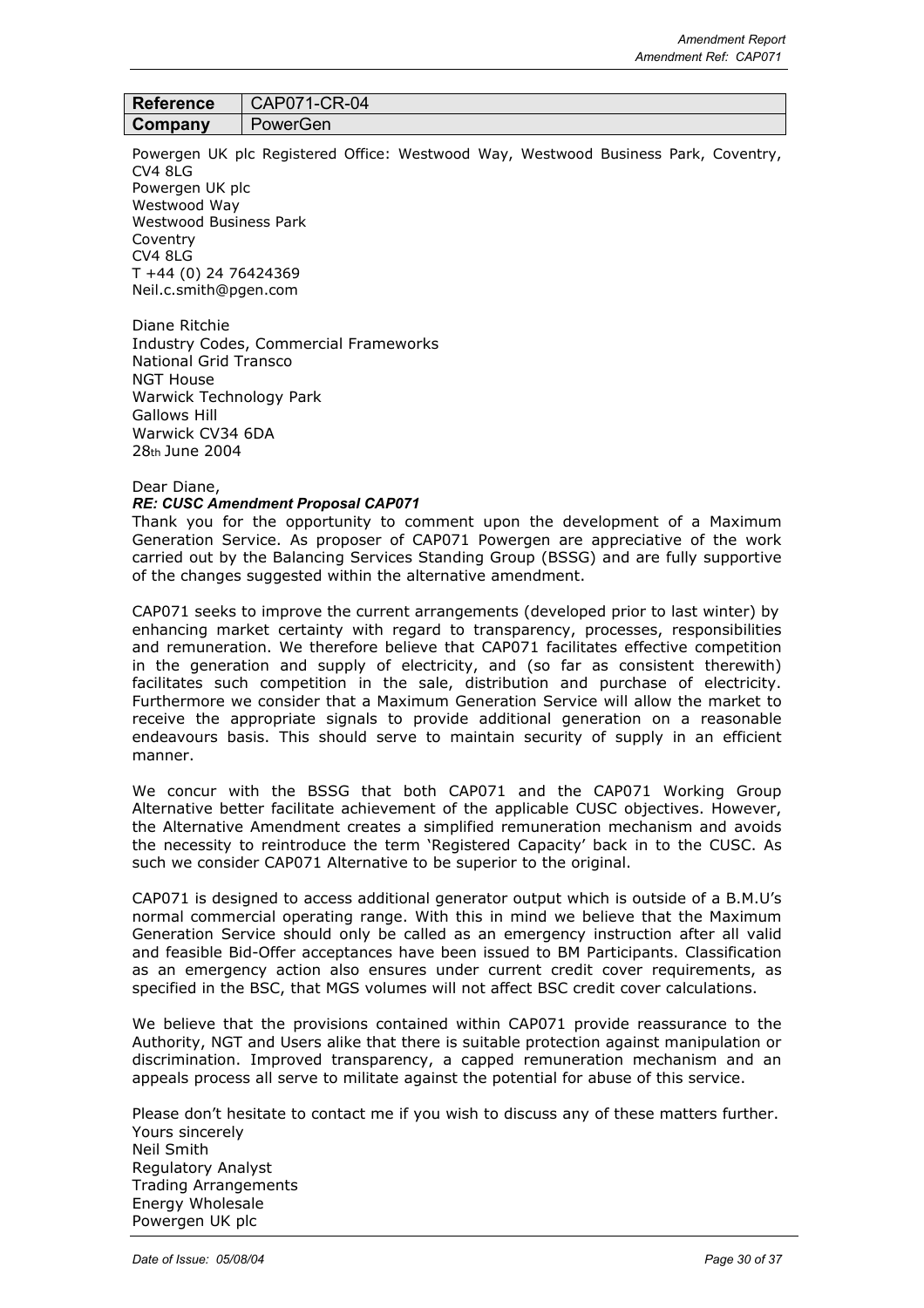| Reference | CAP071-CR-04 |
|---|---|
| Company | PowerGen |

Powergen UK plc Registered Office: Westwood Way, Westwood Business Park, Coventry, CV4 8LG
Powergen UK plc
Westwood Way
Westwood Business Park
Coventry
CV4 8LG
T +44 (0) 24 76424369
Neil.c.smith@pgen.com

Diane Ritchie
Industry Codes, Commercial Frameworks
National Grid Transco
NGT House
Warwick Technology Park
Gallows Hill
Warwick CV34 6DA
28th June 2004

Dear Diane,

***RE: CUSC Amendment Proposal CAP071***

Thank you for the opportunity to comment upon the development of a Maximum Generation Service. As proposer of CAP071 Powergen are appreciative of the work carried out by the Balancing Services Standing Group (BSSG) and are fully supportive of the changes suggested within the alternative amendment.

CAP071 seeks to improve the current arrangements (developed prior to last winter) by enhancing market certainty with regard to transparency, processes, responsibilities and remuneration. We therefore believe that CAP071 facilitates effective competition in the generation and supply of electricity, and (so far as consistent therewith) facilitates such competition in the sale, distribution and purchase of electricity. Furthermore we consider that a Maximum Generation Service will allow the market to receive the appropriate signals to provide additional generation on a reasonable endeavours basis. This should serve to maintain security of supply in an efficient manner.

We concur with the BSSG that both CAP071 and the CAP071 Working Group Alternative better facilitate achievement of the applicable CUSC objectives. However, the Alternative Amendment creates a simplified remuneration mechanism and avoids the necessity to reintroduce the term 'Registered Capacity' back in to the CUSC. As such we consider CAP071 Alternative to be superior to the original.

CAP071 is designed to access additional generator output which is outside of a B.M.U's normal commercial operating range. With this in mind we believe that the Maximum Generation Service should only be called as an emergency instruction after all valid and feasible Bid-Offer acceptances have been issued to BM Participants. Classification as an emergency action also ensures under current credit cover requirements, as specified in the BSC, that MGS volumes will not affect BSC credit cover calculations.

We believe that the provisions contained within CAP071 provide reassurance to the Authority, NGT and Users alike that there is suitable protection against manipulation or discrimination. Improved transparency, a capped remuneration mechanism and an appeals process all serve to militate against the potential for abuse of this service.

Please don't hesitate to contact me if you wish to discuss any of these matters further.
Yours sincerely
Neil Smith
Regulatory Analyst
Trading Arrangements
Energy Wholesale
Powergen UK plc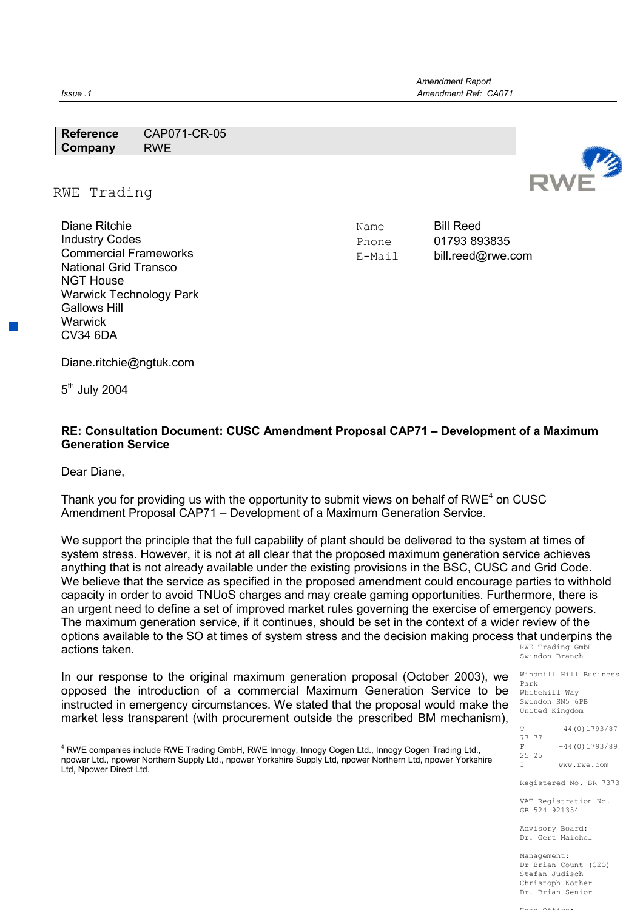| Reference | CAP071-CR-05 |
|---|---|
| Company | RWE |

RWE Trading

Diane Ritchie
Industry Codes
Commercial Frameworks
National Grid Transco
NGT House
Warwick Technology Park
Gallows Hill
Warwick
CV34 6DA

Name Bill Reed
Phone 01793 893835
E-Mail bill.reed@rwe.com

Diane.ritchie@ngtuk.com

5th July 2004

**RE: Consultation Document: CUSC Amendment Proposal CAP71 – Development of a Maximum Generation Service**

Dear Diane,

Thank you for providing us with the opportunity to submit views on behalf of RWE[4] on CUSC Amendment Proposal CAP71 – Development of a Maximum Generation Service.

We support the principle that the full capability of plant should be delivered to the system at times of system stress. However, it is not at all clear that the proposed maximum generation service achieves anything that is not already available under the existing provisions in the BSC, CUSC and Grid Code. We believe that the service as specified in the proposed amendment could encourage parties to withhold capacity in order to avoid TNUoS charges and may create gaming opportunities. Furthermore, there is an urgent need to define a set of improved market rules governing the exercise of emergency powers. The maximum generation service, if it continues, should be set in the context of a wider review of the options available to the SO at times of system stress and the decision making process that underpins the actions taken.

In our response to the original maximum generation proposal (October 2003), we opposed the introduction of a commercial Maximum Generation Service to be instructed in emergency circumstances. We stated that the proposal would make the market less transparent (with procurement outside the prescribed BM mechanism),

RWE Trading GmbH
Swindon Branch

Windmill Hill Business Park
Whitehill Way
Swindon SN5 6PB
United Kingdom

T +44(0)1793/87 77 77
F +44(0)1793/89 25 25
I www.rwe.com

Registered No. BR 7373

VAT Registration No. GB 524 921354

Advisory Board:
Dr. Gert Maichel

Management:
Dr Brian Count (CEO)
Stefan Judisch
Christoph Köther
Dr. Brian Senior

[4] RWE companies include RWE Trading GmbH, RWE Innogy, Innogy Cogen Ltd., Innogy Cogen Trading Ltd., npower Ltd., npower Northern Supply Ltd., npower Yorkshire Supply Ltd, npower Northern Ltd, npower Yorkshire Ltd, Npower Direct Ltd.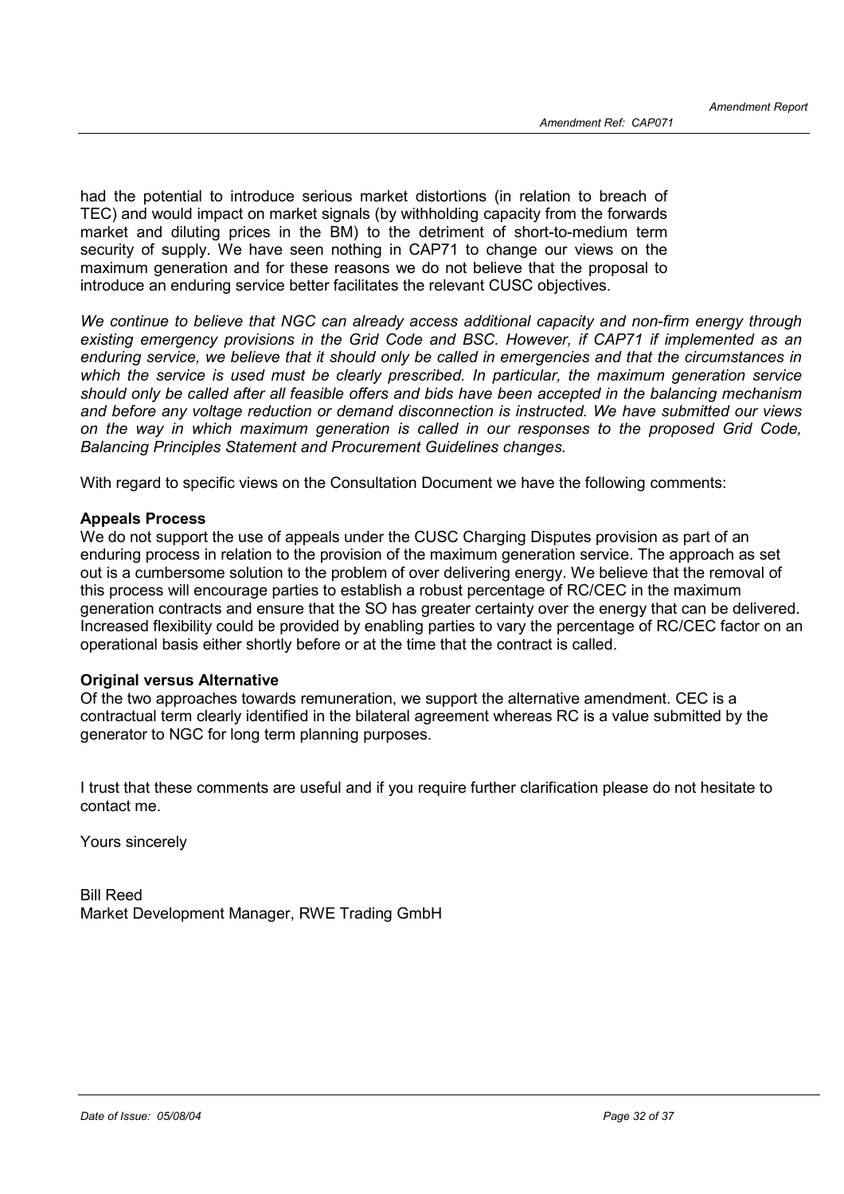had the potential to introduce serious market distortions (in relation to breach of TEC) and would impact on market signals (by withholding capacity from the forwards market and diluting prices in the BM) to the detriment of short-to-medium term security of supply. We have seen nothing in CAP71 to change our views on the maximum generation and for these reasons we do not believe that the proposal to introduce an enduring service better facilitates the relevant CUSC objectives.

*We continue to believe that NGC can already access additional capacity and non-firm energy through existing emergency provisions in the Grid Code and BSC. However, if CAP71 if implemented as an enduring service, we believe that it should only be called in emergencies and that the circumstances in which the service is used must be clearly prescribed. In particular, the maximum generation service should only be called after all feasible offers and bids have been accepted in the balancing mechanism and before any voltage reduction or demand disconnection is instructed. We have submitted our views on the way in which maximum generation is called in our responses to the proposed Grid Code, Balancing Principles Statement and Procurement Guidelines changes.*

With regard to specific views on the Consultation Document we have the following comments:

**Appeals Process**

We do not support the use of appeals under the CUSC Charging Disputes provision as part of an enduring process in relation to the provision of the maximum generation service. The approach as set out is a cumbersome solution to the problem of over delivering energy. We believe that the removal of this process will encourage parties to establish a robust percentage of RC/CEC in the maximum generation contracts and ensure that the SO has greater certainty over the energy that can be delivered. Increased flexibility could be provided by enabling parties to vary the percentage of RC/CEC factor on an operational basis either shortly before or at the time that the contract is called.

**Original versus Alternative**

Of the two approaches towards remuneration, we support the alternative amendment. CEC is a contractual term clearly identified in the bilateral agreement whereas RC is a value submitted by the generator to NGC for long term planning purposes.

I trust that these comments are useful and if you require further clarification please do not hesitate to contact me.

Yours sincerely

Bill Reed
Market Development Manager, RWE Trading GmbH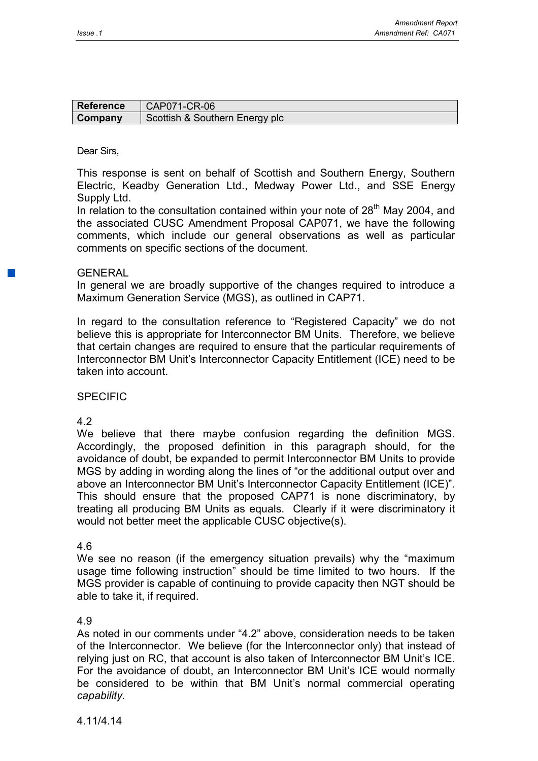| Reference | CAP071-CR-06 |
| --- | --- |
| Company | Scottish & Southern Energy plc |

Dear Sirs,

This response is sent on behalf of Scottish and Southern Energy, Southern Electric, Keadby Generation Ltd., Medway Power Ltd., and SSE Energy Supply Ltd.

In relation to the consultation contained within your note of 28th May 2004, and the associated CUSC Amendment Proposal CAP071, we have the following comments, which include our general observations as well as particular comments on specific sections of the document.

GENERAL

In general we are broadly supportive of the changes required to introduce a Maximum Generation Service (MGS), as outlined in CAP71.

In regard to the consultation reference to "Registered Capacity" we do not believe this is appropriate for Interconnector BM Units. Therefore, we believe that certain changes are required to ensure that the particular requirements of Interconnector BM Unit's Interconnector Capacity Entitlement (ICE) need to be taken into account.

SPECIFIC

4.2

We believe that there maybe confusion regarding the definition MGS. Accordingly, the proposed definition in this paragraph should, for the avoidance of doubt, be expanded to permit Interconnector BM Units to provide MGS by adding in wording along the lines of "or the additional output over and above an Interconnector BM Unit's Interconnector Capacity Entitlement (ICE)". This should ensure that the proposed CAP71 is none discriminatory, by treating all producing BM Units as equals. Clearly if it were discriminatory it would not better meet the applicable CUSC objective(s).

4.6

We see no reason (if the emergency situation prevails) why the "maximum usage time following instruction" should be time limited to two hours. If the MGS provider is capable of continuing to provide capacity then NGT should be able to take it, if required.

4.9

As noted in our comments under "4.2" above, consideration needs to be taken of the Interconnector. We believe (for the Interconnector only) that instead of relying just on RC, that account is also taken of Interconnector BM Unit's ICE. For the avoidance of doubt, an Interconnector BM Unit's ICE would normally be considered to be within that BM Unit's normal commercial operating *capability*.

4.11/4.14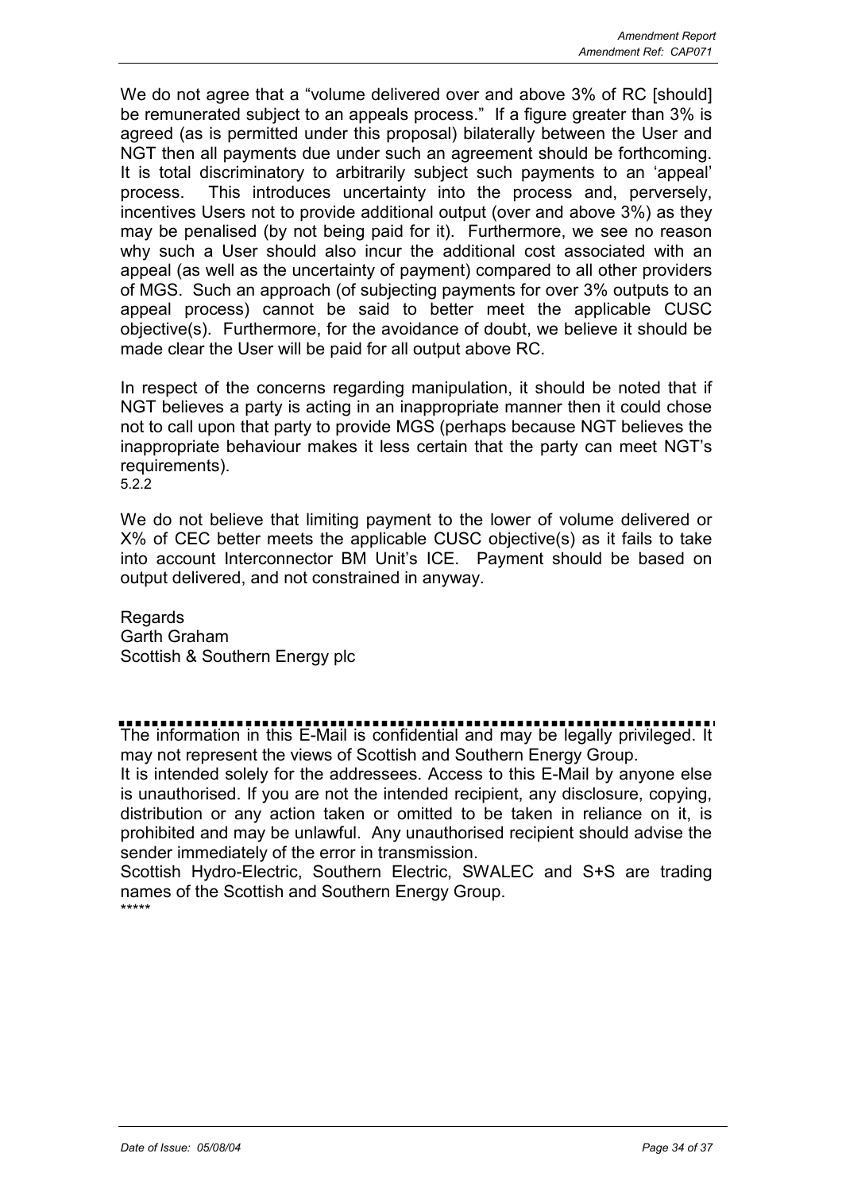We do not agree that a "volume delivered over and above 3% of RC [should] be remunerated subject to an appeals process." If a figure greater than 3% is agreed (as is permitted under this proposal) bilaterally between the User and NGT then all payments due under such an agreement should be forthcoming. It is total discriminatory to arbitrarily subject such payments to an 'appeal' process. This introduces uncertainty into the process and, perversely, incentives Users not to provide additional output (over and above 3%) as they may be penalised (by not being paid for it). Furthermore, we see no reason why such a User should also incur the additional cost associated with an appeal (as well as the uncertainty of payment) compared to all other providers of MGS. Such an approach (of subjecting payments for over 3% outputs to an appeal process) cannot be said to better meet the applicable CUSC objective(s). Furthermore, for the avoidance of doubt, we believe it should be made clear the User will be paid for all output above RC.

In respect of the concerns regarding manipulation, it should be noted that if NGT believes a party is acting in an inappropriate manner then it could chose not to call upon that party to provide MGS (perhaps because NGT believes the inappropriate behaviour makes it less certain that the party can meet NGT's requirements).

5.2.2

We do not believe that limiting payment to the lower of volume delivered or X% of CEC better meets the applicable CUSC objective(s) as it fails to take into account Interconnector BM Unit's ICE. Payment should be based on output delivered, and not constrained in anyway.

Regards
Garth Graham
Scottish & Southern Energy plc

---

The information in this E-Mail is confidential and may be legally privileged. It may not represent the views of Scottish and Southern Energy Group.

It is intended solely for the addressees. Access to this E-Mail by anyone else is unauthorised. If you are not the intended recipient, any disclosure, copying, distribution or any action taken or omitted to be taken in reliance on it, is prohibited and may be unlawful. Any unauthorised recipient should advise the sender immediately of the error in transmission.

Scottish Hydro-Electric, Southern Electric, SWALEC and S+S are trading names of the Scottish and Southern Energy Group.

*****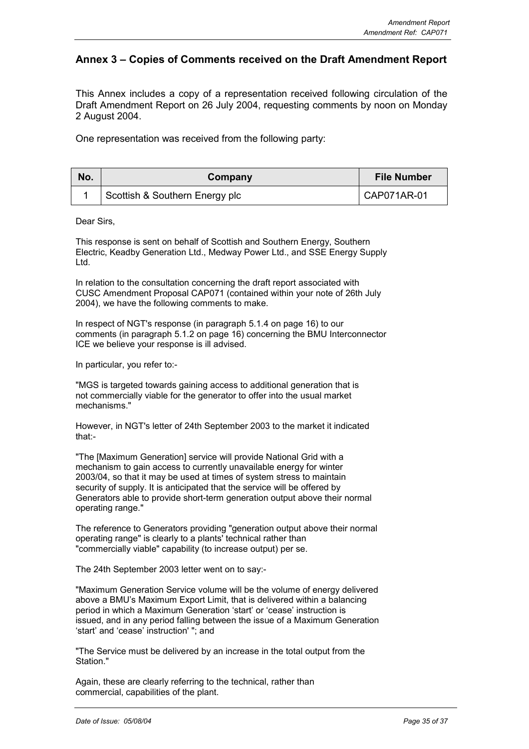## Annex 3 – Copies of Comments received on the Draft Amendment Report

This Annex includes a copy of a representation received following circulation of the Draft Amendment Report on 26 July 2004, requesting comments by noon on Monday 2 August 2004.

One representation was received from the following party:

| No. | Company | File Number |
|---|---|---|
| 1 | Scottish & Southern Energy plc | CAP071AR-01 |

Dear Sirs,

This response is sent on behalf of Scottish and Southern Energy, Southern Electric, Keadby Generation Ltd., Medway Power Ltd., and SSE Energy Supply Ltd.

In relation to the consultation concerning the draft report associated with CUSC Amendment Proposal CAP071 (contained within your note of 26th July 2004), we have the following comments to make.

In respect of NGT's response (in paragraph 5.1.4 on page 16) to our comments (in paragraph 5.1.2 on page 16) concerning the BMU Interconnector ICE we believe your response is ill advised.

In particular, you refer to:-

"MGS is targeted towards gaining access to additional generation that is not commercially viable for the generator to offer into the usual market mechanisms."

However, in NGT's letter of 24th September 2003 to the market it indicated that:-

"The [Maximum Generation] service will provide National Grid with a mechanism to gain access to currently unavailable energy for winter 2003/04, so that it may be used at times of system stress to maintain security of supply. It is anticipated that the service will be offered by Generators able to provide short-term generation output above their normal operating range."

The reference to Generators providing "generation output above their normal operating range" is clearly to a plants' technical rather than "commercially viable" capability (to increase output) per se.

The 24th September 2003 letter went on to say:-

"Maximum Generation Service volume will be the volume of energy delivered above a BMU's Maximum Export Limit, that is delivered within a balancing period in which a Maximum Generation 'start' or 'cease' instruction is issued, and in any period falling between the issue of a Maximum Generation 'start' and 'cease' instruction' "; and

"The Service must be delivered by an increase in the total output from the Station."

Again, these are clearly referring to the technical, rather than commercial, capabilities of the plant.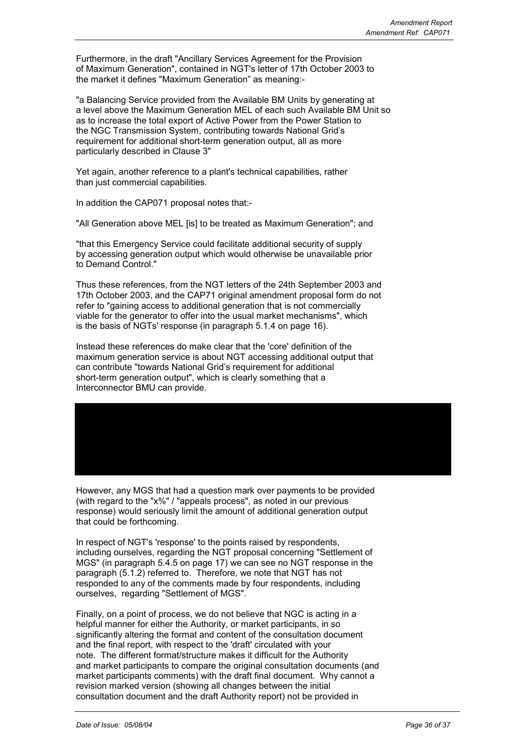Furthermore, in the draft "Ancillary Services Agreement for the Provision of Maximum Generation", contained in NGT's letter of 17th October 2003 to the market it defines "Maximum Generation" as meaning:-

"a Balancing Service provided from the Available BM Units by generating at a level above the Maximum Generation MEL of each such Available BM Unit so as to increase the total export of Active Power from the Power Station to the NGC Transmission System, contributing towards National Grid's requirement for additional short-term generation output, all as more particularly described in Clause 3"

Yet again, another reference to a plant's technical capabilities, rather than just commercial capabilities.

In addition the CAP071 proposal notes that:-

"All Generation above MEL [is] to be treated as Maximum Generation"; and

"that this Emergency Service could facilitate additional security of supply by accessing generation output which would otherwise be unavailable prior to Demand Control."

Thus these references, from the NGT letters of the 24th September 2003 and 17th October 2003, and the CAP71 original amendment proposal form do not refer to "gaining access to additional generation that is not commercially viable for the generator to offer into the usual market mechanisms", which is the basis of NGTs' response (in paragraph 5.1.4 on page 16).

Instead these references do make clear that the 'core' definition of the maximum generation service is about NGT accessing additional output that can contribute "towards National Grid's requirement for additional short-term generation output", which is clearly something that a Interconnector BMU can provide.

However, any MGS that had a question mark over payments to be provided (with regard to the "x%" / "appeals process", as noted in our previous response) would seriously limit the amount of additional generation output that could be forthcoming.

In respect of NGT's 'response' to the points raised by respondents, including ourselves, regarding the NGT proposal concerning "Settlement of MGS" (in paragraph 5.4.5 on page 17) we can see no NGT response in the paragraph (5.1.2) referred to. Therefore, we note that NGT has not responded to any of the comments made by four respondents, including ourselves, regarding "Settlement of MGS".

Finally, on a point of process, we do not believe that NGC is acting in a helpful manner for either the Authority, or market participants, in so significantly altering the format and content of the consultation document and the final report, with respect to the 'draft' circulated with your note. The different format/structure makes it difficult for the Authority and market participants to compare the original consultation documents (and market participants comments) with the draft final document. Why cannot a revision marked version (showing all changes between the initial consultation document and the draft Authority report) not be provided in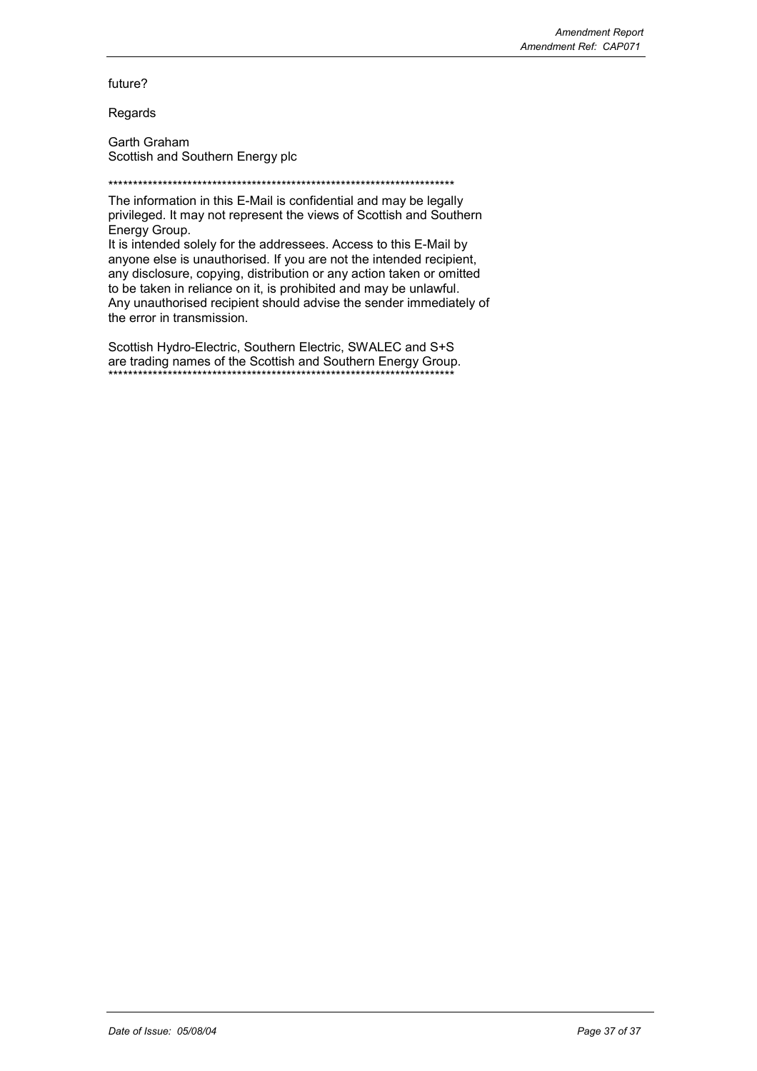future?

Regards

Garth Graham
Scottish and Southern Energy plc

**********************************************************************

The information in this E-Mail is confidential and may be legally privileged. It may not represent the views of Scottish and Southern Energy Group.
It is intended solely for the addressees. Access to this E-Mail by anyone else is unauthorised. If you are not the intended recipient, any disclosure, copying, distribution or any action taken or omitted to be taken in reliance on it, is prohibited and may be unlawful. Any unauthorised recipient should advise the sender immediately of the error in transmission.

Scottish Hydro-Electric, Southern Electric, SWALEC and S+S are trading names of the Scottish and Southern Energy Group.
**********************************************************************